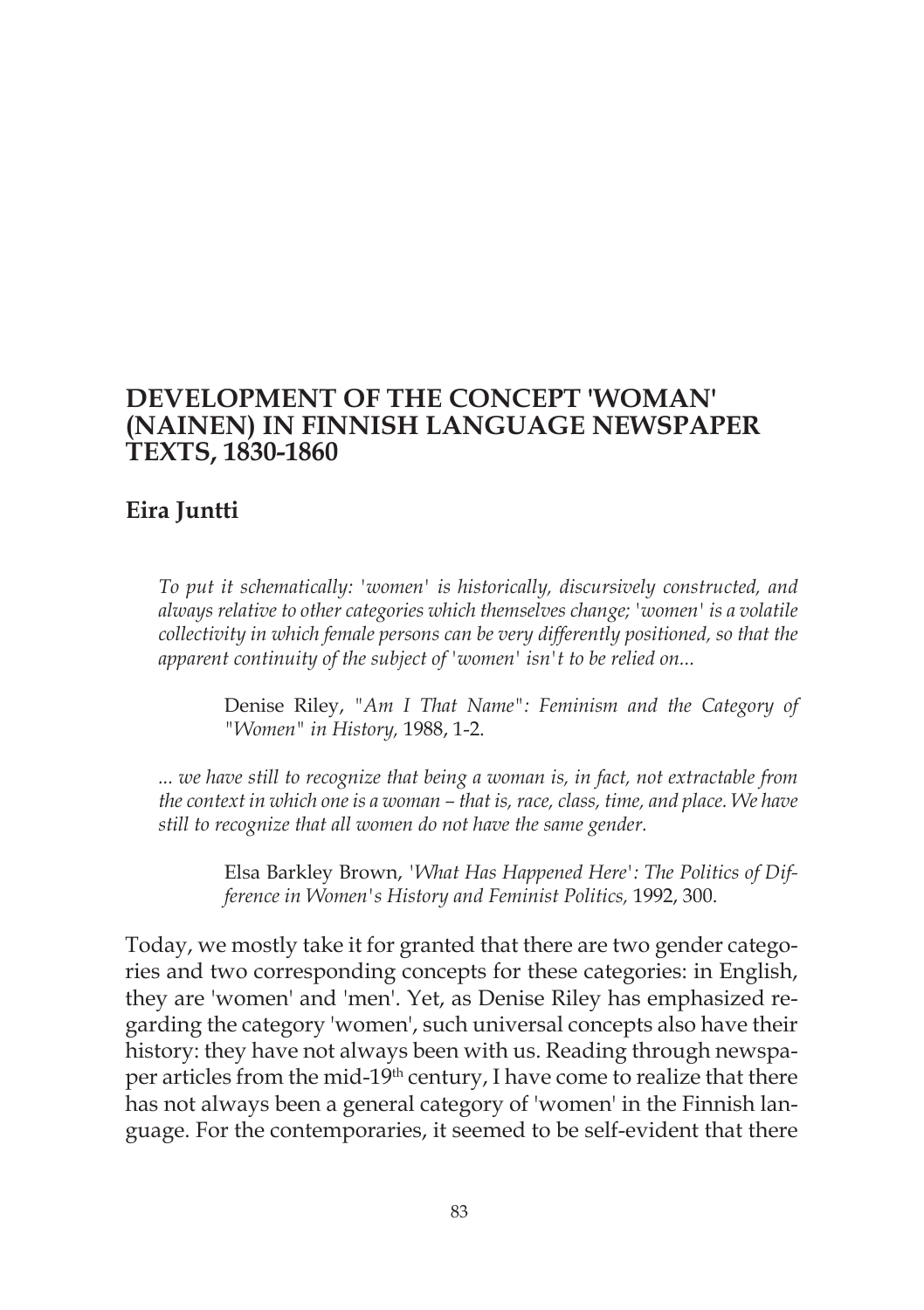# DEVELOPMENT OF THE CONCEPT 'WOMAN' (NAINEN) IN FINNISH LANGUAGE NEWSPAPER TEXTS, 1830-1860

## Eira Juntti

> *To put it schematically: 'women' is historically, discursively constructed, and always relative to other categories which themselves change; 'women' is a volatile collectivity in which female persons can be very differently positioned, so that the apparent continuity of the subject of 'women' isn't to be relied on...*
>
> Denise Riley, *"Am I That Name": Feminism and the Category of "Women" in History,* 1988, 1-2.

> *... we have still to recognize that being a woman is, in fact, not extractable from the context in which one is a woman – that is, race, class, time, and place. We have still to recognize that all women do not have the same gender.*
>
> Elsa Barkley Brown, *'What Has Happened Here': The Politics of Difference in Women's History and Feminist Politics,* 1992, 300.

Today, we mostly take it for granted that there are two gender categories and two corresponding concepts for these categories: in English, they are 'women' and 'men'. Yet, as Denise Riley has emphasized regarding the category 'women', such universal concepts also have their history: they have not always been with us. Reading through newspaper articles from the mid-19th century, I have come to realize that there has not always been a general category of 'women' in the Finnish language. For the contemporaries, it seemed to be self-evident that there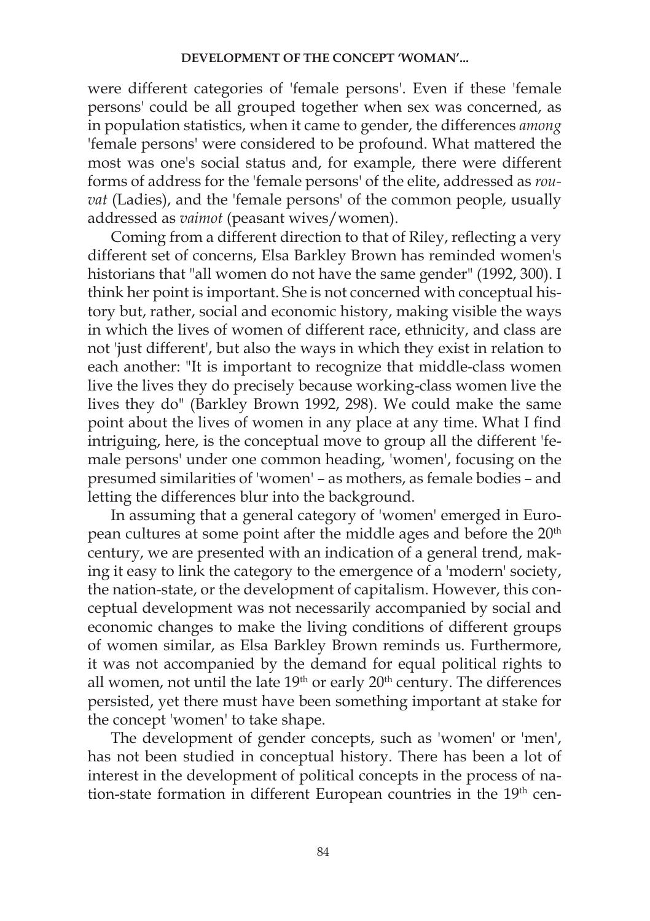were different categories of 'female persons'. Even if these 'female persons' could be all grouped together when sex was concerned, as in population statistics, when it came to gender, the differences *among* 'female persons' were considered to be profound. What mattered the most was one's social status and, for example, there were different forms of address for the 'female persons' of the elite, addressed as *rouvat* (Ladies), and the 'female persons' of the common people, usually addressed as *vaimot* (peasant wives/women).

Coming from a different direction to that of Riley, reflecting a very different set of concerns, Elsa Barkley Brown has reminded women's historians that "all women do not have the same gender" (1992, 300). I think her point is important. She is not concerned with conceptual history but, rather, social and economic history, making visible the ways in which the lives of women of different race, ethnicity, and class are not 'just different', but also the ways in which they exist in relation to each another: "It is important to recognize that middle-class women live the lives they do precisely because working-class women live the lives they do" (Barkley Brown 1992, 298). We could make the same point about the lives of women in any place at any time. What I find intriguing, here, is the conceptual move to group all the different 'female persons' under one common heading, 'women', focusing on the presumed similarities of 'women' – as mothers, as female bodies – and letting the differences blur into the background.

In assuming that a general category of 'women' emerged in European cultures at some point after the middle ages and before the 20th century, we are presented with an indication of a general trend, making it easy to link the category to the emergence of a 'modern' society, the nation-state, or the development of capitalism. However, this conceptual development was not necessarily accompanied by social and economic changes to make the living conditions of different groups of women similar, as Elsa Barkley Brown reminds us. Furthermore, it was not accompanied by the demand for equal political rights to all women, not until the late 19th or early 20th century. The differences persisted, yet there must have been something important at stake for the concept 'women' to take shape.

The development of gender concepts, such as 'women' or 'men', has not been studied in conceptual history. There has been a lot of interest in the development of political concepts in the process of nation-state formation in different European countries in the 19th cen-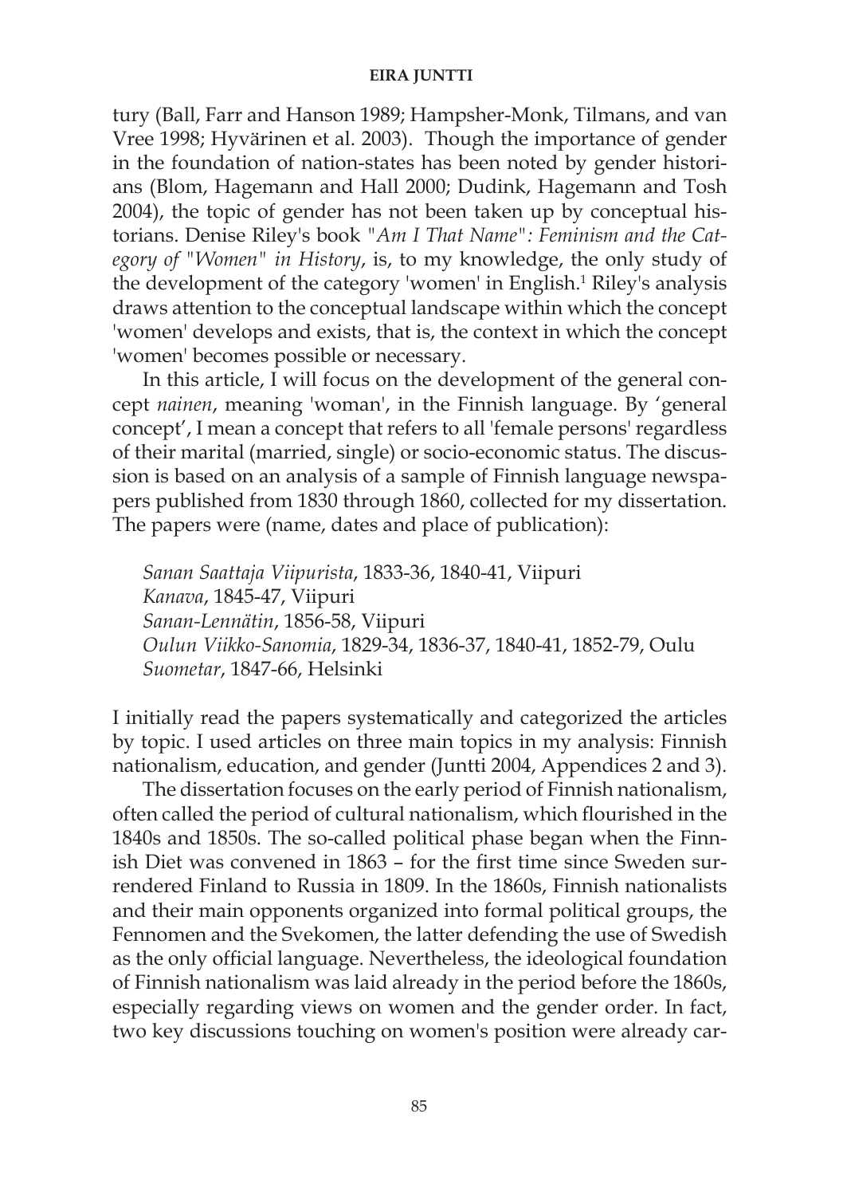tury (Ball, Farr and Hanson 1989; Hampsher-Monk, Tilmans, and van Vree 1998; Hyvärinen et al. 2003). Though the importance of gender in the foundation of nation-states has been noted by gender historians (Blom, Hagemann and Hall 2000; Dudink, Hagemann and Tosh 2004), the topic of gender has not been taken up by conceptual historians. Denise Riley's book *"Am I That Name": Feminism and the Category of "Women" in History*, is, to my knowledge, the only study of the development of the category 'women' in English.[1] Riley's analysis draws attention to the conceptual landscape within which the concept 'women' develops and exists, that is, the context in which the concept 'women' becomes possible or necessary.

In this article, I will focus on the development of the general concept *nainen*, meaning 'woman', in the Finnish language. By 'general concept', I mean a concept that refers to all 'female persons' regardless of their marital (married, single) or socio-economic status. The discussion is based on an analysis of a sample of Finnish language newspapers published from 1830 through 1860, collected for my dissertation. The papers were (name, dates and place of publication):

*Sanan Saattaja Viipurista*, 1833-36, 1840-41, Viipuri
*Kanava*, 1845-47, Viipuri
*Sanan-Lennätin*, 1856-58, Viipuri
*Oulun Viikko-Sanomia*, 1829-34, 1836-37, 1840-41, 1852-79, Oulu
*Suometar*, 1847-66, Helsinki

I initially read the papers systematically and categorized the articles by topic. I used articles on three main topics in my analysis: Finnish nationalism, education, and gender (Juntti 2004, Appendices 2 and 3).

The dissertation focuses on the early period of Finnish nationalism, often called the period of cultural nationalism, which flourished in the 1840s and 1850s. The so-called political phase began when the Finnish Diet was convened in 1863 – for the first time since Sweden surrendered Finland to Russia in 1809. In the 1860s, Finnish nationalists and their main opponents organized into formal political groups, the Fennomen and the Svekomen, the latter defending the use of Swedish as the only official language. Nevertheless, the ideological foundation of Finnish nationalism was laid already in the period before the 1860s, especially regarding views on women and the gender order. In fact, two key discussions touching on women's position were already car-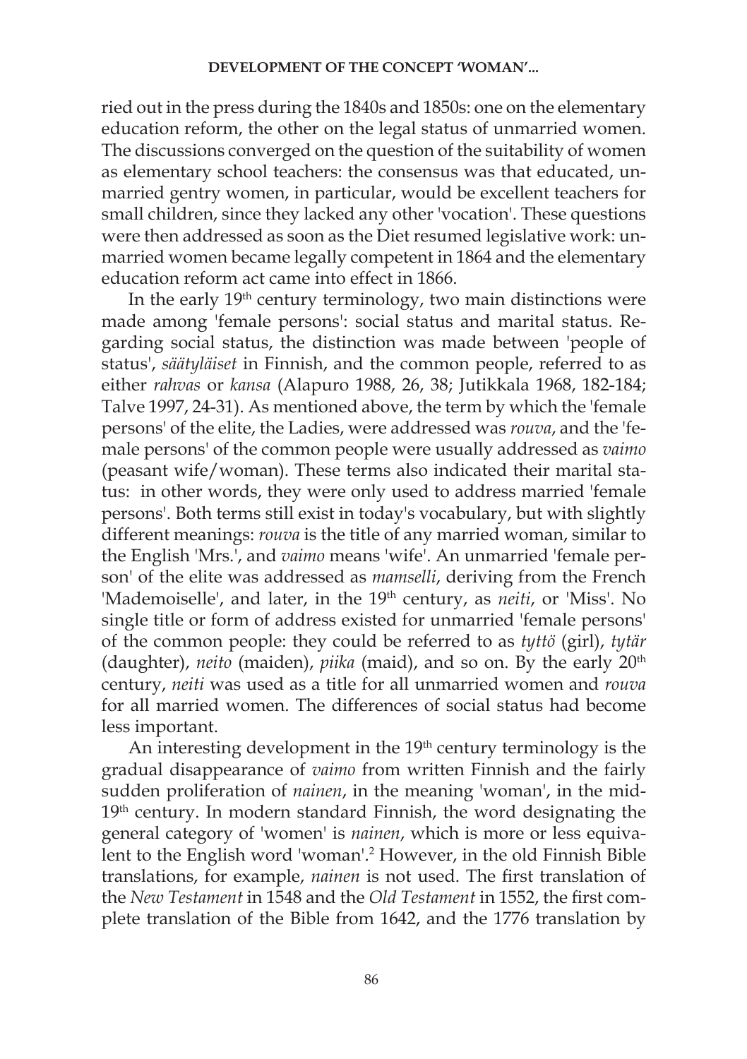ried out in the press during the 1840s and 1850s: one on the elementary education reform, the other on the legal status of unmarried women. The discussions converged on the question of the suitability of women as elementary school teachers: the consensus was that educated, unmarried gentry women, in particular, would be excellent teachers for small children, since they lacked any other 'vocation'. These questions were then addressed as soon as the Diet resumed legislative work: unmarried women became legally competent in 1864 and the elementary education reform act came into effect in 1866.

In the early 19th century terminology, two main distinctions were made among 'female persons': social status and marital status. Regarding social status, the distinction was made between 'people of status', *säätyläiset* in Finnish, and the common people, referred to as either *rahvas* or *kansa* (Alapuro 1988, 26, 38; Jutikkala 1968, 182-184; Talve 1997, 24-31). As mentioned above, the term by which the 'female persons' of the elite, the Ladies, were addressed was *rouva*, and the 'female persons' of the common people were usually addressed as *vaimo* (peasant wife/woman). These terms also indicated their marital status: in other words, they were only used to address married 'female persons'. Both terms still exist in today's vocabulary, but with slightly different meanings: *rouva* is the title of any married woman, similar to the English 'Mrs.', and *vaimo* means 'wife'. An unmarried 'female person' of the elite was addressed as *mamselli*, deriving from the French 'Mademoiselle', and later, in the 19th century, as *neiti*, or 'Miss'. No single title or form of address existed for unmarried 'female persons' of the common people: they could be referred to as *tyttö* (girl), *tytär* (daughter), *neito* (maiden), *piika* (maid), and so on. By the early 20th century, *neiti* was used as a title for all unmarried women and *rouva* for all married women. The differences of social status had become less important.

An interesting development in the 19th century terminology is the gradual disappearance of *vaimo* from written Finnish and the fairly sudden proliferation of *nainen*, in the meaning 'woman', in the mid-19th century. In modern standard Finnish, the word designating the general category of 'women' is *nainen*, which is more or less equivalent to the English word 'woman'.[2] However, in the old Finnish Bible translations, for example, *nainen* is not used. The first translation of the *New Testament* in 1548 and the *Old Testament* in 1552, the first complete translation of the Bible from 1642, and the 1776 translation by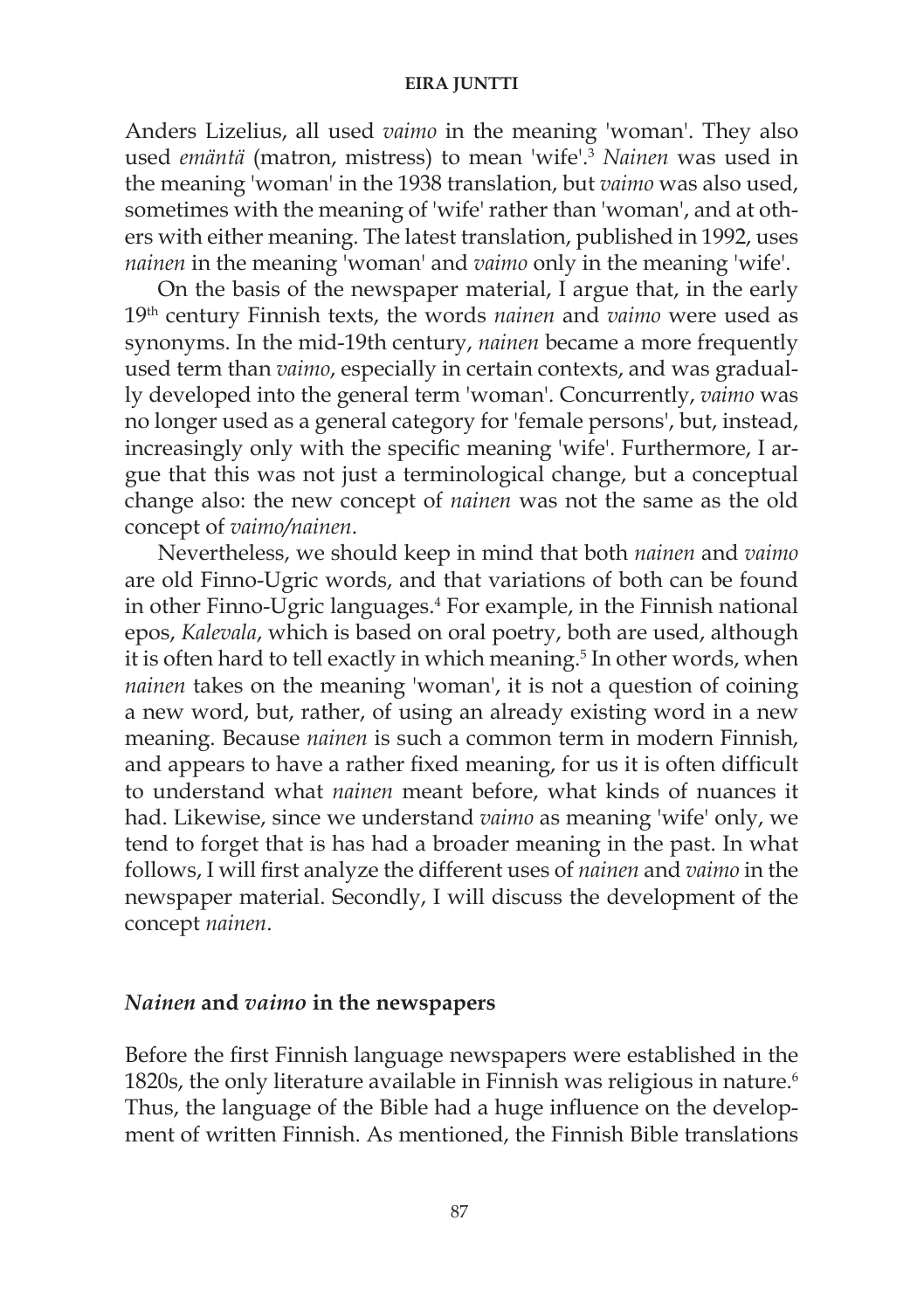Anders Lizelius, all used *vaimo* in the meaning 'woman'. They also used *emäntä* (matron, mistress) to mean 'wife'.[3] *Nainen* was used in the meaning 'woman' in the 1938 translation, but *vaimo* was also used, sometimes with the meaning of 'wife' rather than 'woman', and at others with either meaning. The latest translation, published in 1992, uses *nainen* in the meaning 'woman' and *vaimo* only in the meaning 'wife'.

On the basis of the newspaper material, I argue that, in the early 19th century Finnish texts, the words *nainen* and *vaimo* were used as synonyms. In the mid-19th century, *nainen* became a more frequently used term than *vaimo*, especially in certain contexts, and was gradually developed into the general term 'woman'. Concurrently, *vaimo* was no longer used as a general category for 'female persons', but, instead, increasingly only with the specific meaning 'wife'. Furthermore, I argue that this was not just a terminological change, but a conceptual change also: the new concept of *nainen* was not the same as the old concept of *vaimo/nainen*.

Nevertheless, we should keep in mind that both *nainen* and *vaimo* are old Finno-Ugric words, and that variations of both can be found in other Finno-Ugric languages.[4] For example, in the Finnish national epos, *Kalevala*, which is based on oral poetry, both are used, although it is often hard to tell exactly in which meaning.[5] In other words, when *nainen* takes on the meaning 'woman', it is not a question of coining a new word, but, rather, of using an already existing word in a new meaning. Because *nainen* is such a common term in modern Finnish, and appears to have a rather fixed meaning, for us it is often difficult to understand what *nainen* meant before, what kinds of nuances it had. Likewise, since we understand *vaimo* as meaning 'wife' only, we tend to forget that is has had a broader meaning in the past. In what follows, I will first analyze the different uses of *nainen* and *vaimo* in the newspaper material. Secondly, I will discuss the development of the concept *nainen*.

## *Nainen* and *vaimo* in the newspapers

Before the first Finnish language newspapers were established in the 1820s, the only literature available in Finnish was religious in nature.[6] Thus, the language of the Bible had a huge influence on the development of written Finnish. As mentioned, the Finnish Bible translations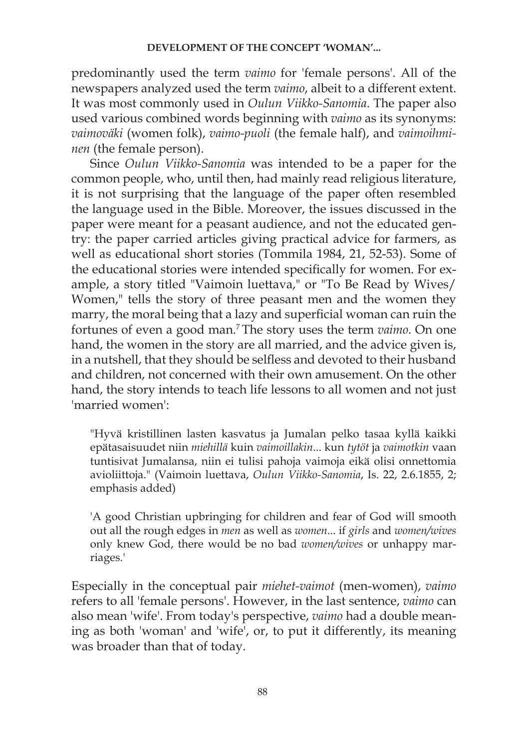predominantly used the term *vaimo* for 'female persons'. All of the newspapers analyzed used the term *vaimo*, albeit to a different extent. It was most commonly used in *Oulun Viikko-Sanomia*. The paper also used various combined words beginning with *vaimo* as its synonyms: *vaimoväki* (women folk), *vaimo-puoli* (the female half), and *vaimoihminen* (the female person).

Since *Oulun Viikko-Sanomia* was intended to be a paper for the common people, who, until then, had mainly read religious literature, it is not surprising that the language of the paper often resembled the language used in the Bible. Moreover, the issues discussed in the paper were meant for a peasant audience, and not the educated gentry: the paper carried articles giving practical advice for farmers, as well as educational short stories (Tommila 1984, 21, 52-53). Some of the educational stories were intended specifically for women. For example, a story titled "Vaimoin luettava," or "To Be Read by Wives/ Women," tells the story of three peasant men and the women they marry, the moral being that a lazy and superficial woman can ruin the fortunes of even a good man.[7] The story uses the term *vaimo*. On one hand, the women in the story are all married, and the advice given is, in a nutshell, that they should be selfless and devoted to their husband and children, not concerned with their own amusement. On the other hand, the story intends to teach life lessons to all women and not just 'married women':

> "Hyvä kristillinen lasten kasvatus ja Jumalan pelko tasaa kyllä kaikki epätasaisuudet niin *miehillä* kuin *vaimoillakin*... kun *tytöt* ja *vaimotkin* vaan tuntisivat Jumalansa, niin ei tulisi pahoja vaimoja eikä olisi onnettomia avioliittoja." (Vaimoin luettava, *Oulun Viikko-Sanomia*, Is. 22, 2.6.1855, 2; emphasis added)

> 'A good Christian upbringing for children and fear of God will smooth out all the rough edges in *men* as well as *women*... if *girls* and *women/wives* only knew God, there would be no bad *women/wives* or unhappy marriages.'

Especially in the conceptual pair *miehet-vaimot* (men-women), *vaimo* refers to all 'female persons'. However, in the last sentence, *vaimo* can also mean 'wife'. From today's perspective, *vaimo* had a double meaning as both 'woman' and 'wife', or, to put it differently, its meaning was broader than that of today.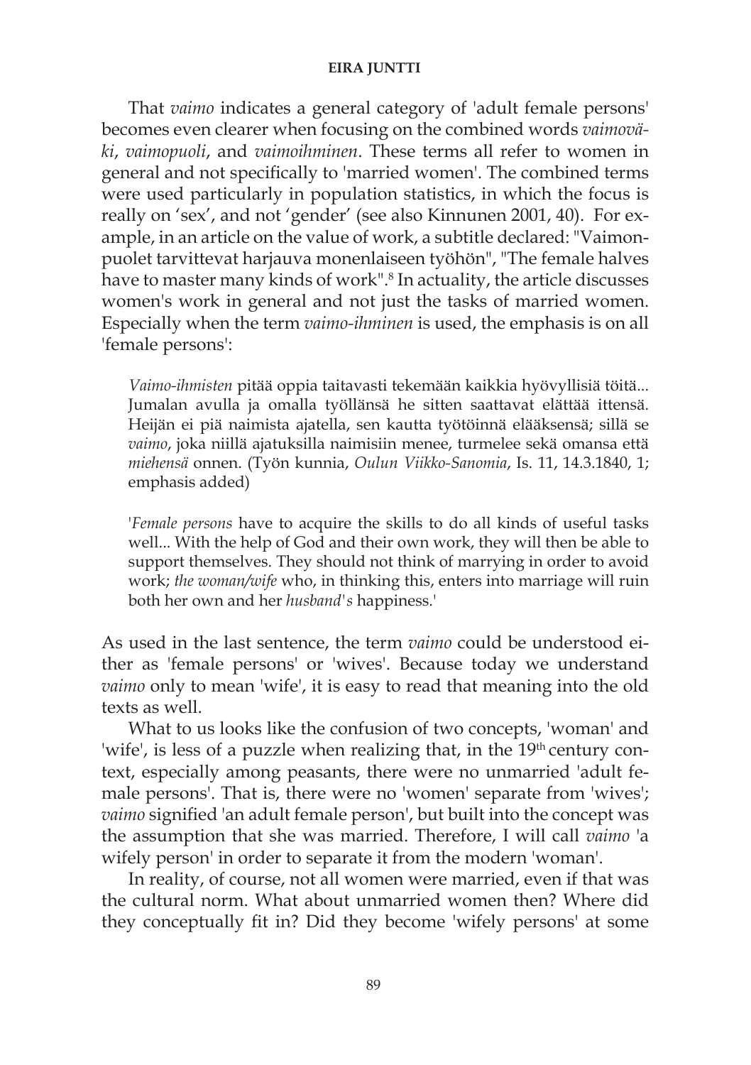That *vaimo* indicates a general category of 'adult female persons' becomes even clearer when focusing on the combined words *vaimoväki*, *vaimopuoli*, and *vaimoihminen*. These terms all refer to women in general and not specifically to 'married women'. The combined terms were used particularly in population statistics, in which the focus is really on ‘sex’, and not ‘gender’ (see also Kinnunen 2001, 40). For example, in an article on the value of work, a subtitle declared: "Vaimonpuolet tarvittevat harjauva monenlaiseen työhön", "The female halves have to master many kinds of work".[8] In actuality, the article discusses women's work in general and not just the tasks of married women. Especially when the term *vaimo-ihminen* is used, the emphasis is on all 'female persons':

> *Vaimo-ihmisten* pitää oppia taitavasti tekemään kaikkia hyövyllisiä töitä... Jumalan avulla ja omalla työllänsä he sitten saattavat elättää ittensä. Heijän ei piä naimista ajatella, sen kautta työtöinnä elääksensä; sillä se *vaimo*, joka niillä ajatuksilla naimisiin menee, turmelee sekä omansa että *miehensä* onnen. (Työn kunnia, *Oulun Viikko-Sanomia*, Is. 11, 14.3.1840, 1; emphasis added)

> '*Female persons* have to acquire the skills to do all kinds of useful tasks well... With the help of God and their own work, they will then be able to support themselves. They should not think of marrying in order to avoid work; *the woman/wife* who, in thinking this, enters into marriage will ruin both her own and her *husband's* happiness.'

As used in the last sentence, the term *vaimo* could be understood either as 'female persons' or 'wives'. Because today we understand *vaimo* only to mean 'wife', it is easy to read that meaning into the old texts as well.

What to us looks like the confusion of two concepts, 'woman' and 'wife', is less of a puzzle when realizing that, in the 19th century context, especially among peasants, there were no unmarried 'adult female persons'. That is, there were no 'women' separate from 'wives'; *vaimo* signified 'an adult female person', but built into the concept was the assumption that she was married. Therefore, I will call *vaimo* 'a wifely person' in order to separate it from the modern 'woman'.

In reality, of course, not all women were married, even if that was the cultural norm. What about unmarried women then? Where did they conceptually fit in? Did they become 'wifely persons' at some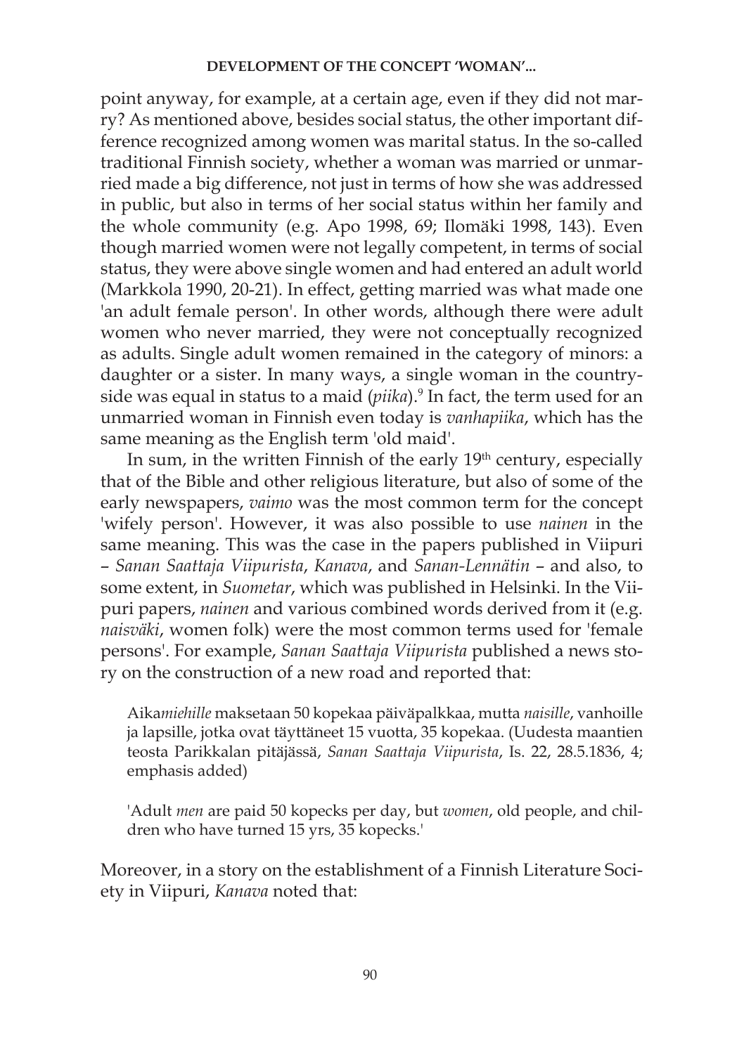point anyway, for example, at a certain age, even if they did not marry? As mentioned above, besides social status, the other important difference recognized among women was marital status. In the so-called traditional Finnish society, whether a woman was married or unmarried made a big difference, not just in terms of how she was addressed in public, but also in terms of her social status within her family and the whole community (e.g. Apo 1998, 69; Ilomäki 1998, 143). Even though married women were not legally competent, in terms of social status, they were above single women and had entered an adult world (Markkola 1990, 20-21). In effect, getting married was what made one 'an adult female person'. In other words, although there were adult women who never married, they were not conceptually recognized as adults. Single adult women remained in the category of minors: a daughter or a sister. In many ways, a single woman in the countryside was equal in status to a maid (*piika*).[9] In fact, the term used for an unmarried woman in Finnish even today is *vanhapiika*, which has the same meaning as the English term 'old maid'.

In sum, in the written Finnish of the early 19th century, especially that of the Bible and other religious literature, but also of some of the early newspapers, *vaimo* was the most common term for the concept 'wifely person'. However, it was also possible to use *nainen* in the same meaning. This was the case in the papers published in Viipuri – *Sanan Saattaja Viipurista*, *Kanava*, and *Sanan-Lennätin* – and also, to some extent, in *Suometar*, which was published in Helsinki. In the Viipuri papers, *nainen* and various combined words derived from it (e.g. *naisväki*, women folk) were the most common terms used for 'female persons'. For example, *Sanan Saattaja Viipurista* published a news story on the construction of a new road and reported that:

> Aika*miehille* maksetaan 50 kopekaa päiväpalkkaa, mutta *naisille*, vanhoille ja lapsille, jotka ovat täyttäneet 15 vuotta, 35 kopekaa. (Uudesta maantien teosta Parikkalan pitäjässä, *Sanan Saattaja Viipurista*, Is. 22, 28.5.1836, 4; emphasis added)

> 'Adult *men* are paid 50 kopecks per day, but *women*, old people, and children who have turned 15 yrs, 35 kopecks.'

Moreover, in a story on the establishment of a Finnish Literature Society in Viipuri, *Kanava* noted that: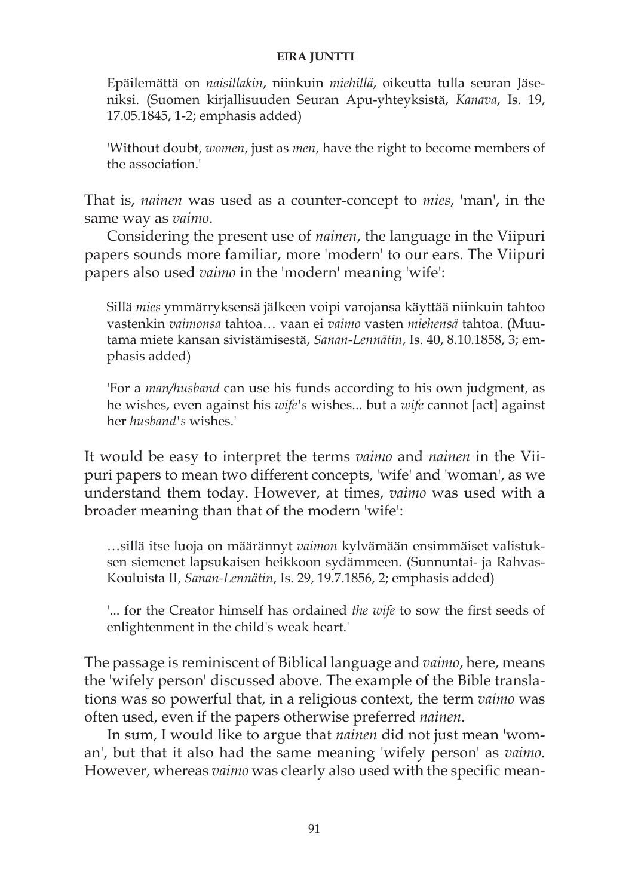Epäilemättä on *naisillakin*, niinkuin *miehillä*, oikeutta tulla seuran Jäseniksi. (Suomen kirjallisuuden Seuran Apu-yhteyksistä, *Kanava*, Is. 19, 17.05.1845, 1-2; emphasis added)

'Without doubt, *women*, just as *men*, have the right to become members of the association.'

That is, *nainen* was used as a counter-concept to *mies*, 'man', in the same way as *vaimo*.

Considering the present use of *nainen*, the language in the Viipuri papers sounds more familiar, more 'modern' to our ears. The Viipuri papers also used *vaimo* in the 'modern' meaning 'wife':

Sillä *mies* ymmärryksensä jälkeen voipi varojansa käyttää niinkuin tahtoo vastenkin *vaimonsa* tahtoa… vaan ei *vaimo* vasten *miehensä* tahtoa. (Muutama miete kansan sivistämisestä, *Sanan-Lennätin*, Is. 40, 8.10.1858, 3; emphasis added)

'For a *man/husband* can use his funds according to his own judgment, as he wishes, even against his *wife's* wishes... but a *wife* cannot [act] against her *husband's* wishes.'

It would be easy to interpret the terms *vaimo* and *nainen* in the Viipuri papers to mean two different concepts, 'wife' and 'woman', as we understand them today. However, at times, *vaimo* was used with a broader meaning than that of the modern 'wife':

…sillä itse luoja on määrännyt *vaimon* kylvämään ensimmäiset valistuksen siemenet lapsukaisen heikkoon sydämmeen. (Sunnuntai- ja Rahvas-Kouluista II, *Sanan-Lennätin*, Is. 29, 19.7.1856, 2; emphasis added)

'... for the Creator himself has ordained *the wife* to sow the first seeds of enlightenment in the child's weak heart.'

The passage is reminiscent of Biblical language and *vaimo*, here, means the 'wifely person' discussed above. The example of the Bible translations was so powerful that, in a religious context, the term *vaimo* was often used, even if the papers otherwise preferred *nainen*.

In sum, I would like to argue that *nainen* did not just mean 'woman', but that it also had the same meaning 'wifely person' as *vaimo*. However, whereas *vaimo* was clearly also used with the specific mean-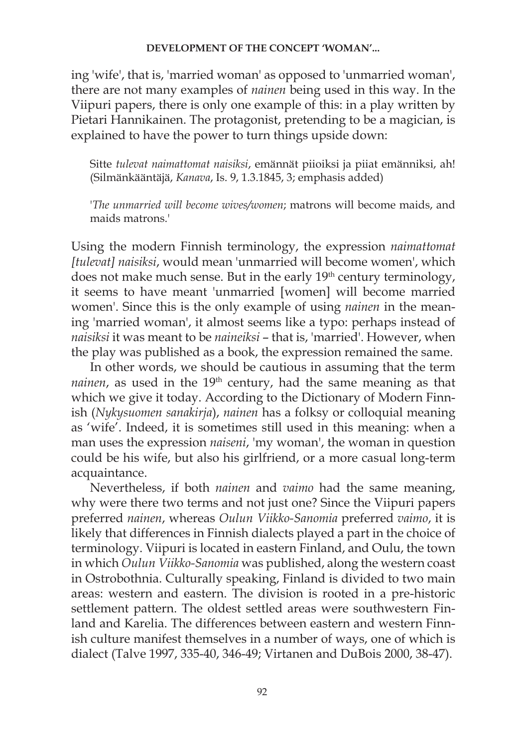ing 'wife', that is, 'married woman' as opposed to 'unmarried woman', there are not many examples of *nainen* being used in this way. In the Viipuri papers, there is only one example of this: in a play written by Pietari Hannikainen. The protagonist, pretending to be a magician, is explained to have the power to turn things upside down:

> Sitte *tulevat naimattomat naisiksi*, emännät piioiksi ja piiat emänniksi, ah! (Silmänkääntäjä, *Kanava*, Is. 9, 1.3.1845, 3; emphasis added)
>
> '*The unmarried will become wives/women*; matrons will become maids, and maids matrons.'

Using the modern Finnish terminology, the expression *naimattomat [tulevat] naisiksi*, would mean 'unmarried will become women', which does not make much sense. But in the early 19th century terminology, it seems to have meant 'unmarried [women] will become married women'. Since this is the only example of using *nainen* in the meaning 'married woman', it almost seems like a typo: perhaps instead of *naisiksi* it was meant to be *naineiksi* – that is, 'married'. However, when the play was published as a book, the expression remained the same.

In other words, we should be cautious in assuming that the term *nainen*, as used in the 19th century, had the same meaning as that which we give it today. According to the Dictionary of Modern Finnish (*Nykysuomen sanakirja*), *nainen* has a folksy or colloquial meaning as 'wife'. Indeed, it is sometimes still used in this meaning: when a man uses the expression *naiseni*, 'my woman', the woman in question could be his wife, but also his girlfriend, or a more casual long-term acquaintance.

Nevertheless, if both *nainen* and *vaimo* had the same meaning, why were there two terms and not just one? Since the Viipuri papers preferred *nainen*, whereas *Oulun Viikko-Sanomia* preferred *vaimo*, it is likely that differences in Finnish dialects played a part in the choice of terminology. Viipuri is located in eastern Finland, and Oulu, the town in which *Oulun Viikko-Sanomia* was published, along the western coast in Ostrobothnia. Culturally speaking, Finland is divided to two main areas: western and eastern. The division is rooted in a pre-historic settlement pattern. The oldest settled areas were southwestern Finland and Karelia. The differences between eastern and western Finnish culture manifest themselves in a number of ways, one of which is dialect (Talve 1997, 335-40, 346-49; Virtanen and DuBois 2000, 38-47).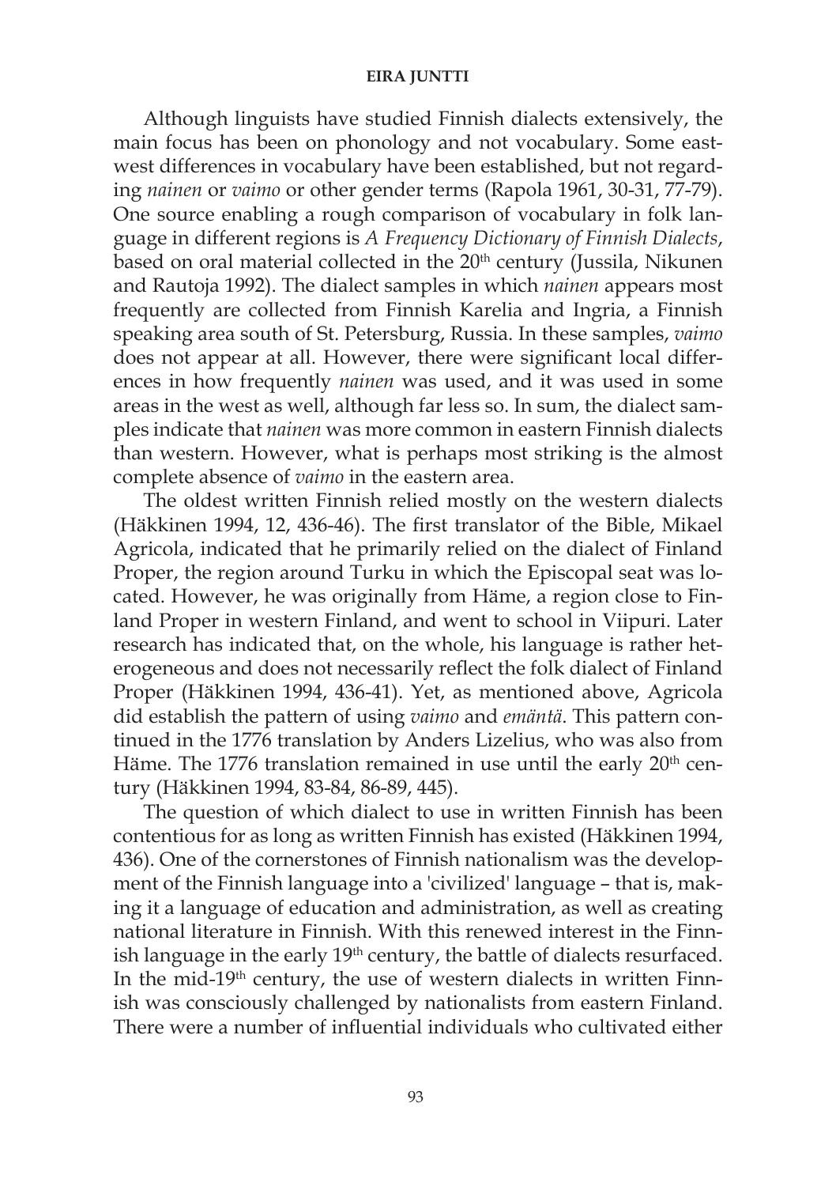Although linguists have studied Finnish dialects extensively, the main focus has been on phonology and not vocabulary. Some east-west differences in vocabulary have been established, but not regarding *nainen* or *vaimo* or other gender terms (Rapola 1961, 30-31, 77-79). One source enabling a rough comparison of vocabulary in folk language in different regions is *A Frequency Dictionary of Finnish Dialects*, based on oral material collected in the 20th century (Jussila, Nikunen and Rautoja 1992). The dialect samples in which *nainen* appears most frequently are collected from Finnish Karelia and Ingria, a Finnish speaking area south of St. Petersburg, Russia. In these samples, *vaimo* does not appear at all. However, there were significant local differences in how frequently *nainen* was used, and it was used in some areas in the west as well, although far less so. In sum, the dialect samples indicate that *nainen* was more common in eastern Finnish dialects than western. However, what is perhaps most striking is the almost complete absence of *vaimo* in the eastern area.

The oldest written Finnish relied mostly on the western dialects (Häkkinen 1994, 12, 436-46). The first translator of the Bible, Mikael Agricola, indicated that he primarily relied on the dialect of Finland Proper, the region around Turku in which the Episcopal seat was located. However, he was originally from Häme, a region close to Finland Proper in western Finland, and went to school in Viipuri. Later research has indicated that, on the whole, his language is rather heterogeneous and does not necessarily reflect the folk dialect of Finland Proper (Häkkinen 1994, 436-41). Yet, as mentioned above, Agricola did establish the pattern of using *vaimo* and *emäntä*. This pattern continued in the 1776 translation by Anders Lizelius, who was also from Häme. The 1776 translation remained in use until the early 20th century (Häkkinen 1994, 83-84, 86-89, 445).

The question of which dialect to use in written Finnish has been contentious for as long as written Finnish has existed (Häkkinen 1994, 436). One of the cornerstones of Finnish nationalism was the development of the Finnish language into a 'civilized' language – that is, making it a language of education and administration, as well as creating national literature in Finnish. With this renewed interest in the Finnish language in the early 19th century, the battle of dialects resurfaced. In the mid-19th century, the use of western dialects in written Finnish was consciously challenged by nationalists from eastern Finland. There were a number of influential individuals who cultivated either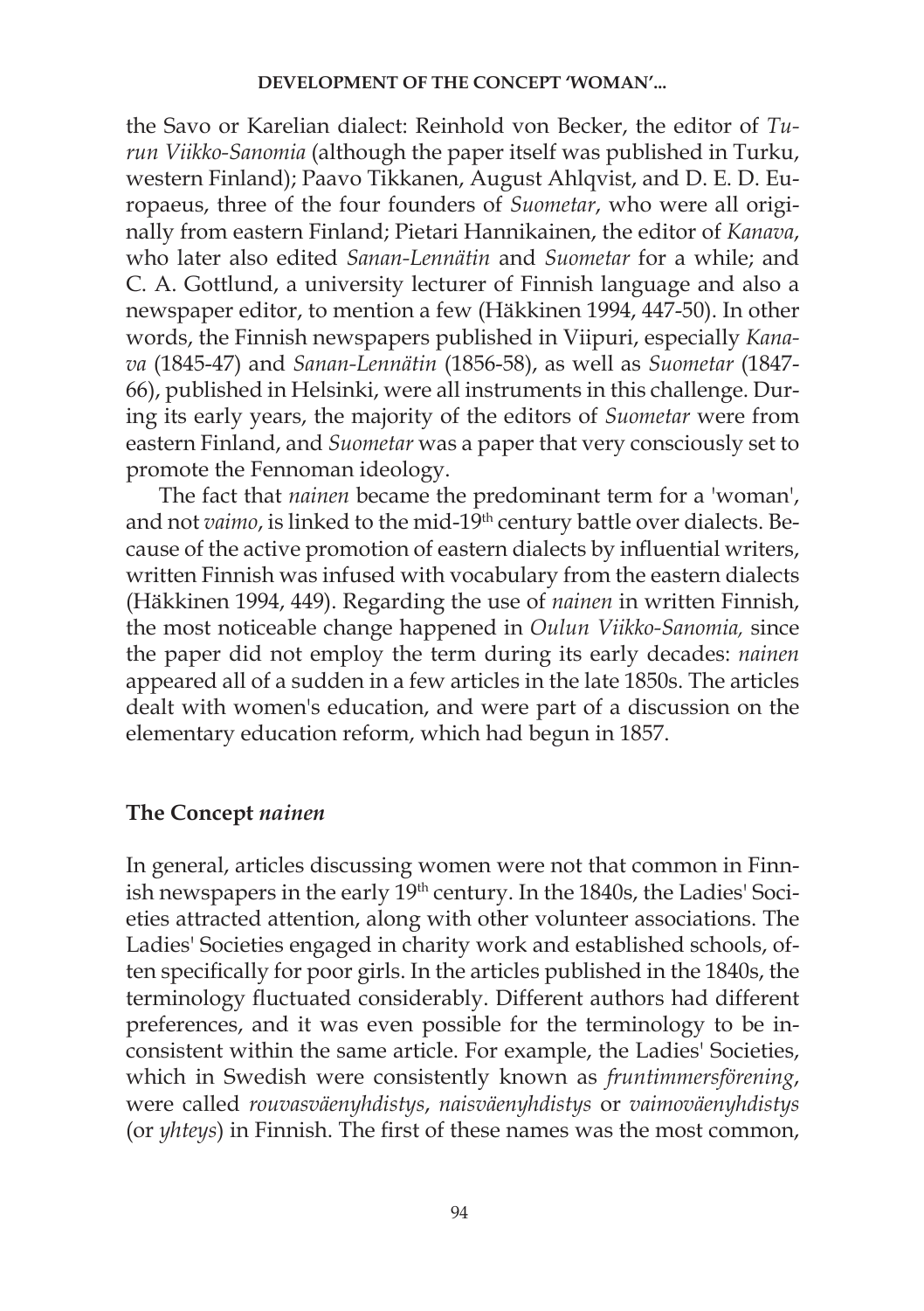the Savo or Karelian dialect: Reinhold von Becker, the editor of *Turun Viikko-Sanomia* (although the paper itself was published in Turku, western Finland); Paavo Tikkanen, August Ahlqvist, and D. E. D. Europaeus, three of the four founders of *Suometar*, who were all originally from eastern Finland; Pietari Hannikainen, the editor of *Kanava*, who later also edited *Sanan-Lennätin* and *Suometar* for a while; and C. A. Gottlund, a university lecturer of Finnish language and also a newspaper editor, to mention a few (Häkkinen 1994, 447-50). In other words, the Finnish newspapers published in Viipuri, especially *Kanava* (1845-47) and *Sanan-Lennätin* (1856-58), as well as *Suometar* (1847-66), published in Helsinki, were all instruments in this challenge. During its early years, the majority of the editors of *Suometar* were from eastern Finland, and *Suometar* was a paper that very consciously set to promote the Fennoman ideology.

The fact that *nainen* became the predominant term for a 'woman', and not *vaimo*, is linked to the mid-19th century battle over dialects. Because of the active promotion of eastern dialects by influential writers, written Finnish was infused with vocabulary from the eastern dialects (Häkkinen 1994, 449). Regarding the use of *nainen* in written Finnish, the most noticeable change happened in *Oulun Viikko-Sanomia,* since the paper did not employ the term during its early decades: *nainen* appeared all of a sudden in a few articles in the late 1850s. The articles dealt with women's education, and were part of a discussion on the elementary education reform, which had begun in 1857.

## The Concept *nainen*

In general, articles discussing women were not that common in Finnish newspapers in the early 19th century. In the 1840s, the Ladies' Societies attracted attention, along with other volunteer associations. The Ladies' Societies engaged in charity work and established schools, often specifically for poor girls. In the articles published in the 1840s, the terminology fluctuated considerably. Different authors had different preferences, and it was even possible for the terminology to be inconsistent within the same article. For example, the Ladies' Societies, which in Swedish were consistently known as *fruntimmersförening*, were called *rouvasväenyhdistys*, *naisväenyhdistys* or *vaimoväenyhdistys* (or *yhteys*) in Finnish. The first of these names was the most common,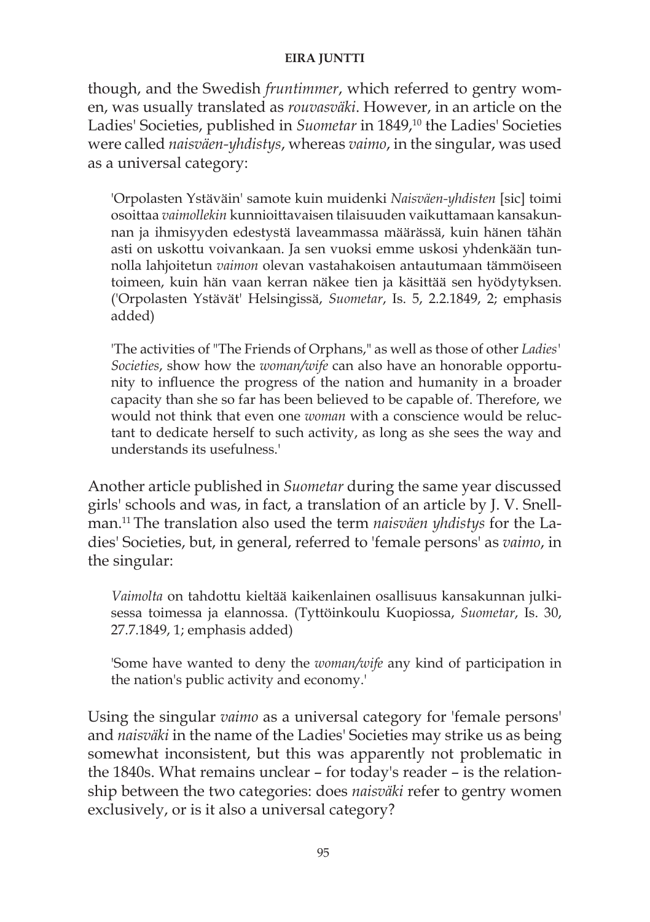though, and the Swedish *fruntimmer*, which referred to gentry women, was usually translated as *rouvasväki*. However, in an article on the Ladies' Societies, published in *Suometar* in 1849,[10] the Ladies' Societies were called *naisväen-yhdistys*, whereas *vaimo*, in the singular, was used as a universal category:

> 'Orpolasten Ystäväin' samote kuin muidenki *Naisväen-yhdisten* [sic] toimi osoittaa *vaimollekin* kunnioittavaisen tilaisuuden vaikuttamaan kansakunnan ja ihmisyyden edestystä laveammassa määrässä, kuin hänen tähän asti on uskottu voivankaan. Ja sen vuoksi emme uskosi yhdenkään tunnolla lahjoitetun *vaimon* olevan vastahakoisen antautumaan tämmöiseen toimeen, kuin hän vaan kerran näkee tien ja käsittää sen hyödytyksen. ('Orpolasten Ystävät' Helsingissä, *Suometar*, Is. 5, 2.2.1849, 2; emphasis added)

> 'The activities of "The Friends of Orphans," as well as those of other *Ladies' Societies*, show how the *woman/wife* can also have an honorable opportunity to influence the progress of the nation and humanity in a broader capacity than she so far has been believed to be capable of. Therefore, we would not think that even one *woman* with a conscience would be reluctant to dedicate herself to such activity, as long as she sees the way and understands its usefulness.'

Another article published in *Suometar* during the same year discussed girls' schools and was, in fact, a translation of an article by J. V. Snellman.[11] The translation also used the term *naisväen yhdistys* for the Ladies' Societies, but, in general, referred to 'female persons' as *vaimo*, in the singular:

> *Vaimolta* on tahdottu kieltää kaikenlainen osallisuus kansakunnan julkisessa toimessa ja elannossa. (Tyttöinkoulu Kuopiossa, *Suometar*, Is. 30, 27.7.1849, 1; emphasis added)

> 'Some have wanted to deny the *woman/wife* any kind of participation in the nation's public activity and economy.'

Using the singular *vaimo* as a universal category for 'female persons' and *naisväki* in the name of the Ladies' Societies may strike us as being somewhat inconsistent, but this was apparently not problematic in the 1840s. What remains unclear – for today's reader – is the relationship between the two categories: does *naisväki* refer to gentry women exclusively, or is it also a universal category?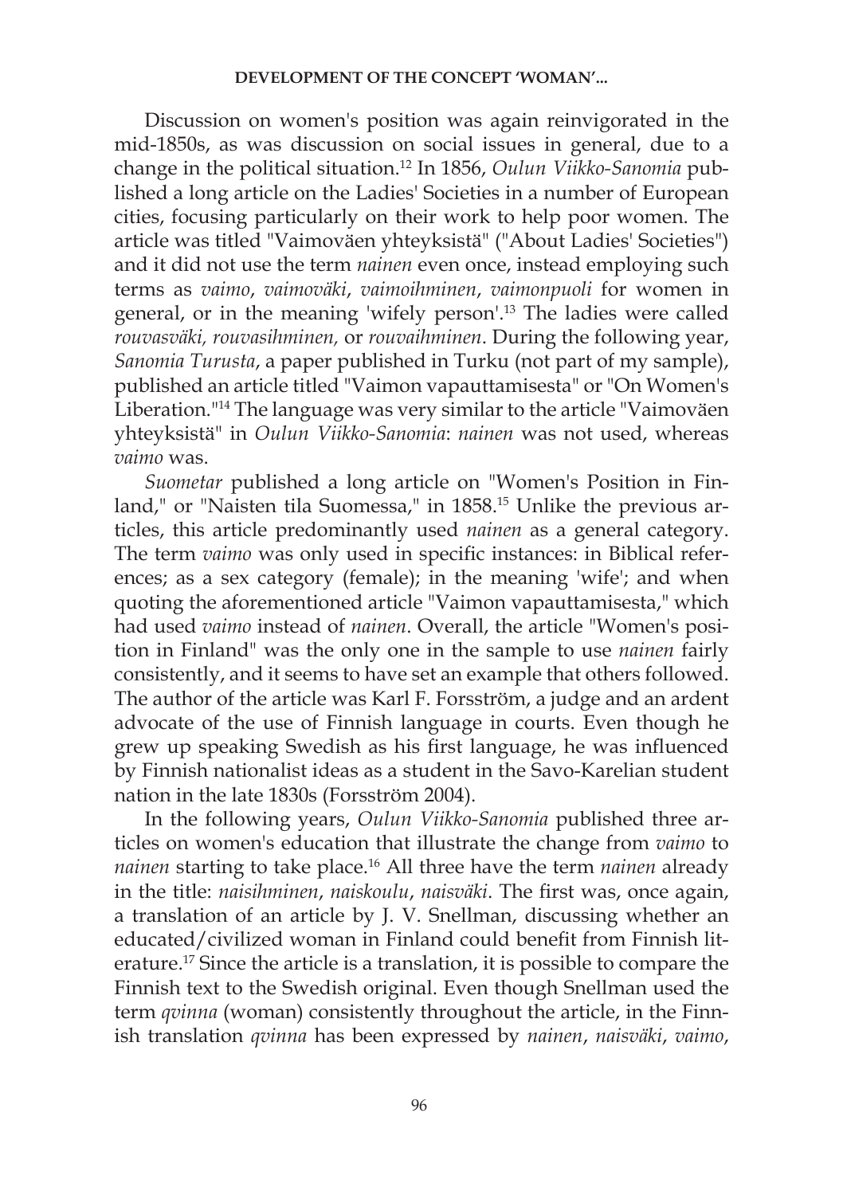Discussion on women's position was again reinvigorated in the mid-1850s, as was discussion on social issues in general, due to a change in the political situation.[12] In 1856, *Oulun Viikko-Sanomia* published a long article on the Ladies' Societies in a number of European cities, focusing particularly on their work to help poor women. The article was titled "Vaimoväen yhteyksistä" ("About Ladies' Societies") and it did not use the term *nainen* even once, instead employing such terms as *vaimo*, *vaimoväki*, *vaimoihminen*, *vaimonpuoli* for women in general, or in the meaning 'wifely person'.[13] The ladies were called *rouvasväki, rouvasihminen,* or *rouvaihminen*. During the following year, *Sanomia Turusta*, a paper published in Turku (not part of my sample), published an article titled "Vaimon vapauttamisesta" or "On Women's Liberation."[14] The language was very similar to the article "Vaimoväen yhteyksistä" in *Oulun Viikko-Sanomia*: *nainen* was not used, whereas *vaimo* was.

*Suometar* published a long article on "Women's Position in Finland," or "Naisten tila Suomessa," in 1858.[15] Unlike the previous articles, this article predominantly used *nainen* as a general category. The term *vaimo* was only used in specific instances: in Biblical references; as a sex category (female); in the meaning 'wife'; and when quoting the aforementioned article "Vaimon vapauttamisesta," which had used *vaimo* instead of *nainen*. Overall, the article "Women's position in Finland" was the only one in the sample to use *nainen* fairly consistently, and it seems to have set an example that others followed. The author of the article was Karl F. Forsström, a judge and an ardent advocate of the use of Finnish language in courts. Even though he grew up speaking Swedish as his first language, he was influenced by Finnish nationalist ideas as a student in the Savo-Karelian student nation in the late 1830s (Forsström 2004).

In the following years, *Oulun Viikko-Sanomia* published three articles on women's education that illustrate the change from *vaimo* to *nainen* starting to take place.[16] All three have the term *nainen* already in the title: *naisihminen*, *naiskoulu*, *naisväki*. The first was, once again, a translation of an article by J. V. Snellman, discussing whether an educated/civilized woman in Finland could benefit from Finnish literature.[17] Since the article is a translation, it is possible to compare the Finnish text to the Swedish original. Even though Snellman used the term *qvinna* (woman) consistently throughout the article, in the Finnish translation *qvinna* has been expressed by *nainen*, *naisväki*, *vaimo*,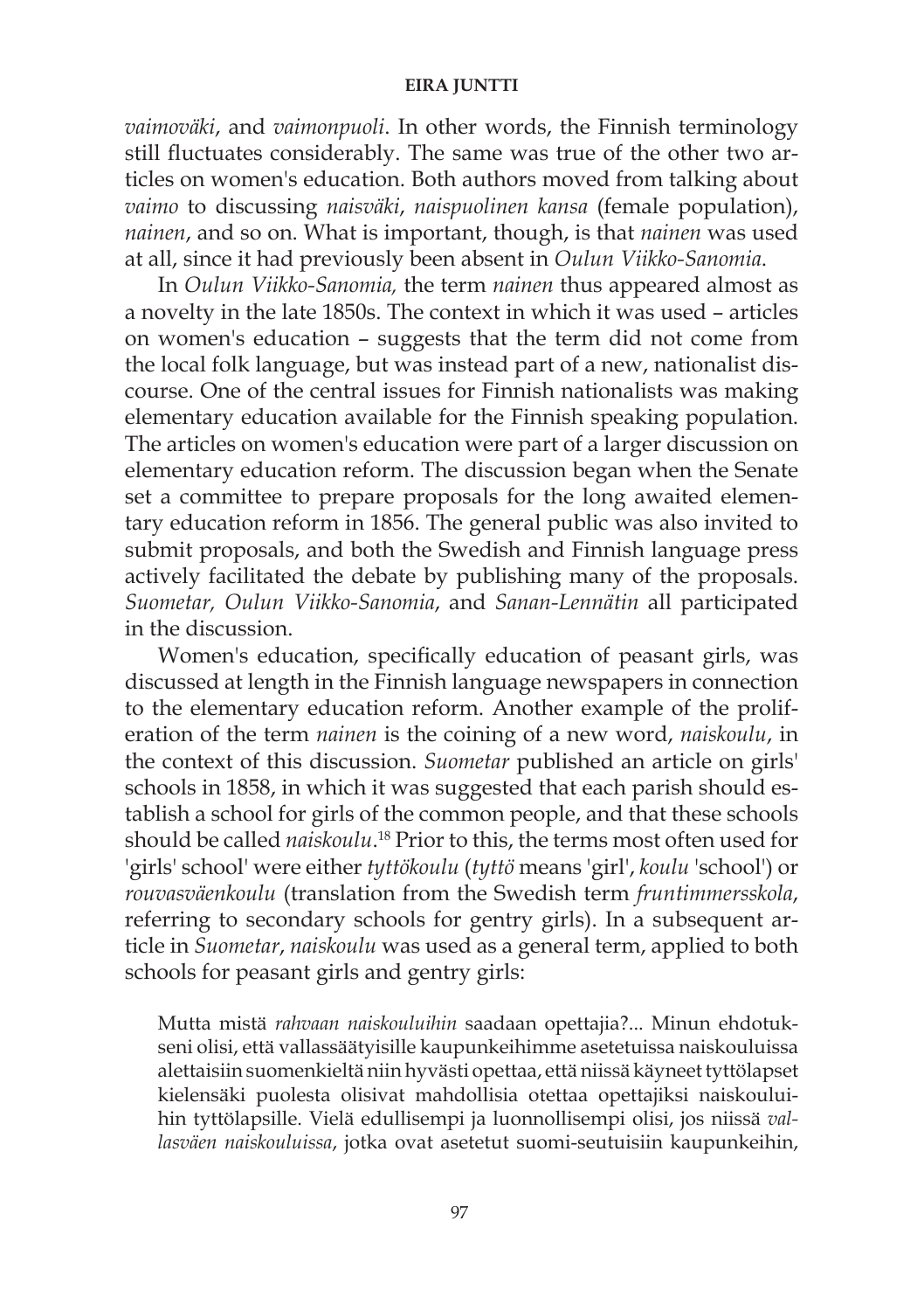*vaimoväki*, and *vaimonpuoli*. In other words, the Finnish terminology still fluctuates considerably. The same was true of the other two articles on women's education. Both authors moved from talking about *vaimo* to discussing *naisväki*, *naispuolinen kansa* (female population), *nainen*, and so on. What is important, though, is that *nainen* was used at all, since it had previously been absent in *Oulun Viikko-Sanomia*.

In *Oulun Viikko-Sanomia,* the term *nainen* thus appeared almost as a novelty in the late 1850s. The context in which it was used – articles on women's education – suggests that the term did not come from the local folk language, but was instead part of a new, nationalist discourse. One of the central issues for Finnish nationalists was making elementary education available for the Finnish speaking population. The articles on women's education were part of a larger discussion on elementary education reform. The discussion began when the Senate set a committee to prepare proposals for the long awaited elementary education reform in 1856. The general public was also invited to submit proposals, and both the Swedish and Finnish language press actively facilitated the debate by publishing many of the proposals. *Suometar, Oulun Viikko-Sanomia*, and *Sanan-Lennätin* all participated in the discussion.

Women's education, specifically education of peasant girls, was discussed at length in the Finnish language newspapers in connection to the elementary education reform. Another example of the proliferation of the term *nainen* is the coining of a new word, *naiskoulu*, in the context of this discussion. *Suometar* published an article on girls' schools in 1858, in which it was suggested that each parish should establish a school for girls of the common people, and that these schools should be called *naiskoulu*.[18] Prior to this, the terms most often used for 'girls' school' were either *tyttökoulu* (*tyttö* means 'girl', *koulu* 'school') or *rouvasväenkoulu* (translation from the Swedish term *fruntimmersskola*, referring to secondary schools for gentry girls). In a subsequent article in *Suometar*, *naiskoulu* was used as a general term, applied to both schools for peasant girls and gentry girls:

> Mutta mistä *rahvaan naiskouluihin* saadaan opettajia?... Minun ehdotukseni olisi, että vallassäätyisille kaupunkeihimme asetetuissa naiskouluissa alettaisiin suomenkieltä niin hyvästi opettaa, että niissä käyneet tyttölapset kielensäki puolesta olisivat mahdollisia otettaa opettajiksi naiskouluihin tyttölapsille. Vielä edullisempi ja luonnollisempi olisi, jos niissä *vallasväen naiskouluissa*, jotka ovat asetetut suomi-seutuisiin kaupunkeihin,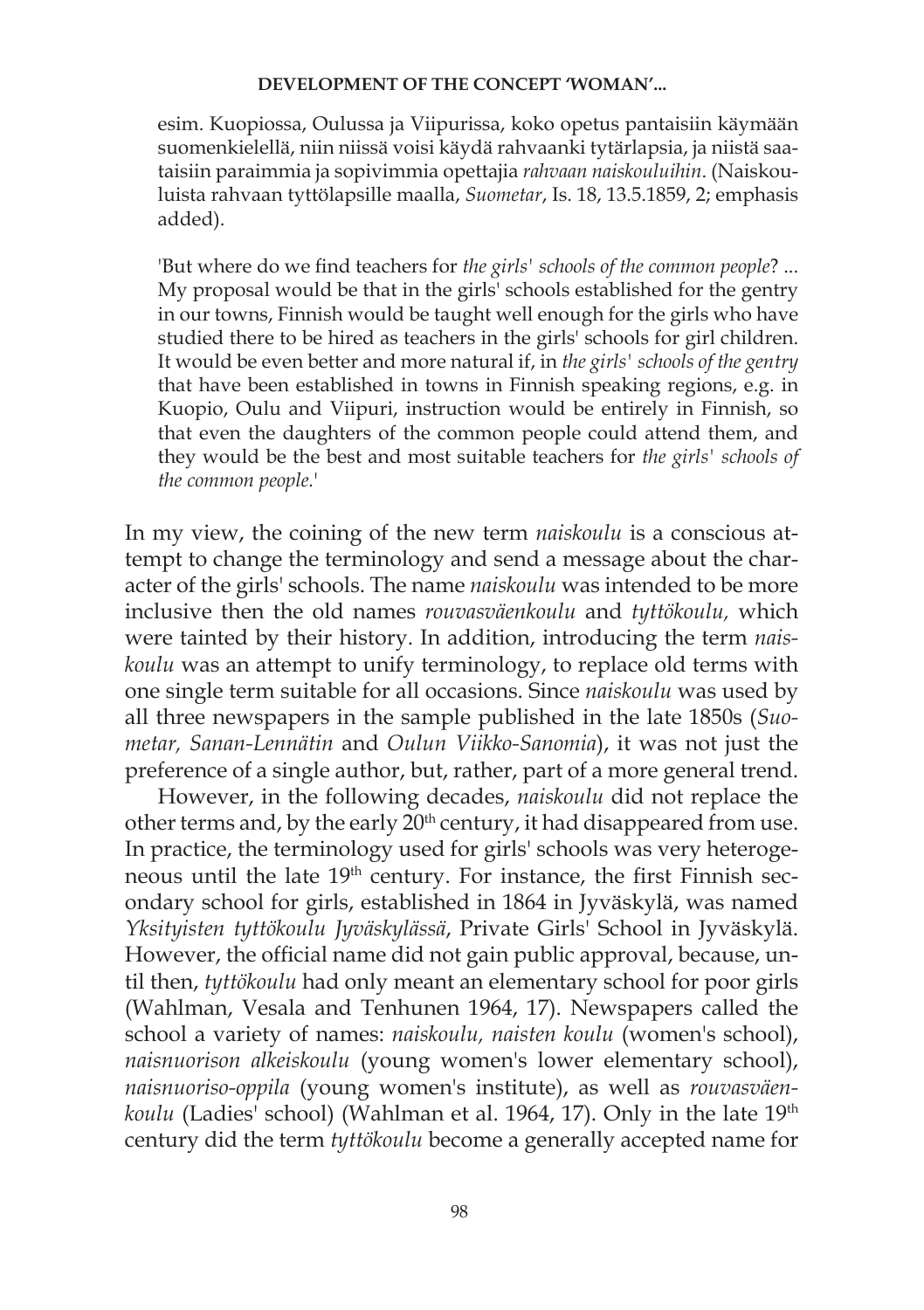esim. Kuopiossa, Oulussa ja Viipurissa, koko opetus pantaisiin käymään suomenkielellä, niin niissä voisi käydä rahvaanki tytärlapsia, ja niistä saataisiin paraimmia ja sopivimmia opettajia *rahvaan naiskouluihin*. (Naiskouluista rahvaan tyttölapsille maalla, *Suometar*, Is. 18, 13.5.1859, 2; emphasis added).

'But where do we find teachers for *the girls' schools of the common people*? ... My proposal would be that in the girls' schools established for the gentry in our towns, Finnish would be taught well enough for the girls who have studied there to be hired as teachers in the girls' schools for girl children. It would be even better and more natural if, in *the girls' schools of the gentry* that have been established in towns in Finnish speaking regions, e.g. in Kuopio, Oulu and Viipuri, instruction would be entirely in Finnish, so that even the daughters of the common people could attend them, and they would be the best and most suitable teachers for *the girls' schools of the common people*.'

In my view, the coining of the new term *naiskoulu* is a conscious attempt to change the terminology and send a message about the character of the girls' schools. The name *naiskoulu* was intended to be more inclusive then the old names *rouvasväenkoulu* and *tyttökoulu,* which were tainted by their history. In addition, introducing the term *naiskoulu* was an attempt to unify terminology, to replace old terms with one single term suitable for all occasions. Since *naiskoulu* was used by all three newspapers in the sample published in the late 1850s (*Suometar, Sanan-Lennätin* and *Oulun Viikko-Sanomia*), it was not just the preference of a single author, but, rather, part of a more general trend.

However, in the following decades, *naiskoulu* did not replace the other terms and, by the early 20th century, it had disappeared from use. In practice, the terminology used for girls' schools was very heterogeneous until the late 19th century. For instance, the first Finnish secondary school for girls, established in 1864 in Jyväskylä, was named *Yksityisten tyttökoulu Jyväskylässä*, Private Girls' School in Jyväskylä. However, the official name did not gain public approval, because, until then, *tyttökoulu* had only meant an elementary school for poor girls (Wahlman, Vesala and Tenhunen 1964, 17). Newspapers called the school a variety of names: *naiskoulu, naisten koulu* (women's school), *naisnuorison alkeiskoulu* (young women's lower elementary school), *naisnuoriso-oppila* (young women's institute), as well as *rouvasväenkoulu* (Ladies' school) (Wahlman et al. 1964, 17). Only in the late 19th century did the term *tyttökoulu* become a generally accepted name for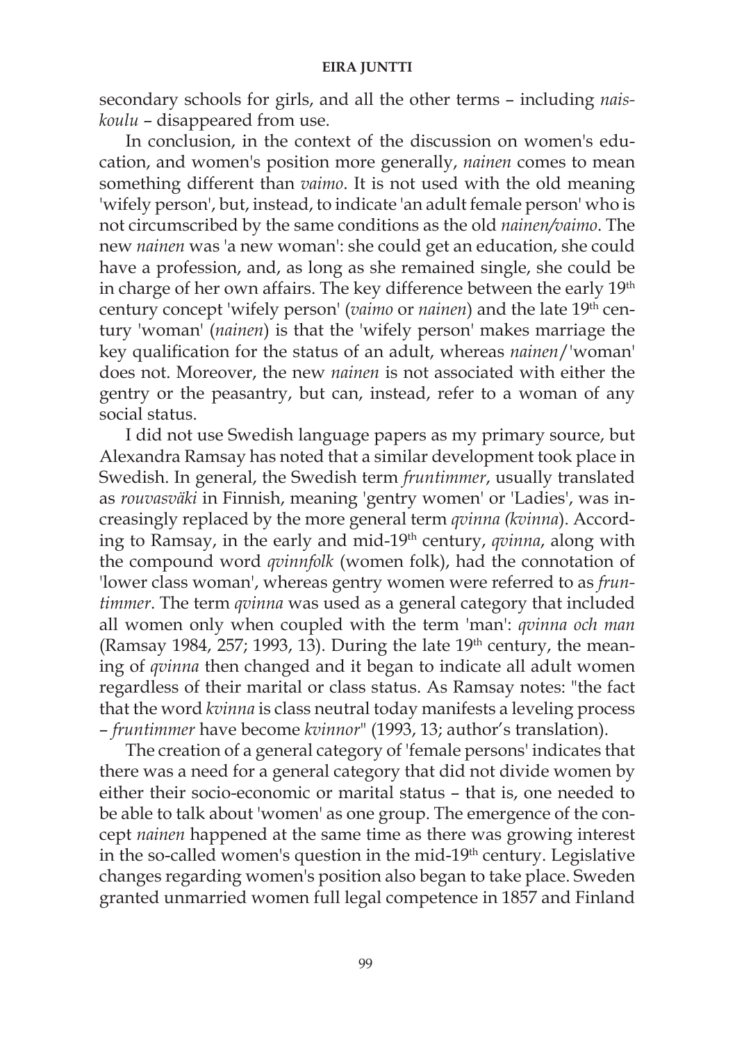secondary schools for girls, and all the other terms – including *naiskoulu* – disappeared from use.

In conclusion, in the context of the discussion on women's education, and women's position more generally, *nainen* comes to mean something different than *vaimo*. It is not used with the old meaning 'wifely person', but, instead, to indicate 'an adult female person' who is not circumscribed by the same conditions as the old *nainen/vaimo*. The new *nainen* was 'a new woman': she could get an education, she could have a profession, and, as long as she remained single, she could be in charge of her own affairs. The key difference between the early 19th century concept 'wifely person' (*vaimo* or *nainen*) and the late 19th century 'woman' (*nainen*) is that the 'wifely person' makes marriage the key qualification for the status of an adult, whereas *nainen*/'woman' does not. Moreover, the new *nainen* is not associated with either the gentry or the peasantry, but can, instead, refer to a woman of any social status.

I did not use Swedish language papers as my primary source, but Alexandra Ramsay has noted that a similar development took place in Swedish. In general, the Swedish term *fruntimmer*, usually translated as *rouvasväki* in Finnish, meaning 'gentry women' or 'Ladies', was increasingly replaced by the more general term *qvinna (kvinna*). According to Ramsay, in the early and mid-19th century, *qvinna*, along with the compound word *qvinnfolk* (women folk), had the connotation of 'lower class woman', whereas gentry women were referred to as *fruntimmer*. The term *qvinna* was used as a general category that included all women only when coupled with the term 'man': *qvinna och man* (Ramsay 1984, 257; 1993, 13). During the late 19th century, the meaning of *qvinna* then changed and it began to indicate all adult women regardless of their marital or class status. As Ramsay notes: "the fact that the word *kvinna* is class neutral today manifests a leveling process – *fruntimmer* have become *kvinnor*" (1993, 13; author's translation).

The creation of a general category of 'female persons' indicates that there was a need for a general category that did not divide women by either their socio-economic or marital status – that is, one needed to be able to talk about 'women' as one group. The emergence of the concept *nainen* happened at the same time as there was growing interest in the so-called women's question in the mid-19th century. Legislative changes regarding women's position also began to take place. Sweden granted unmarried women full legal competence in 1857 and Finland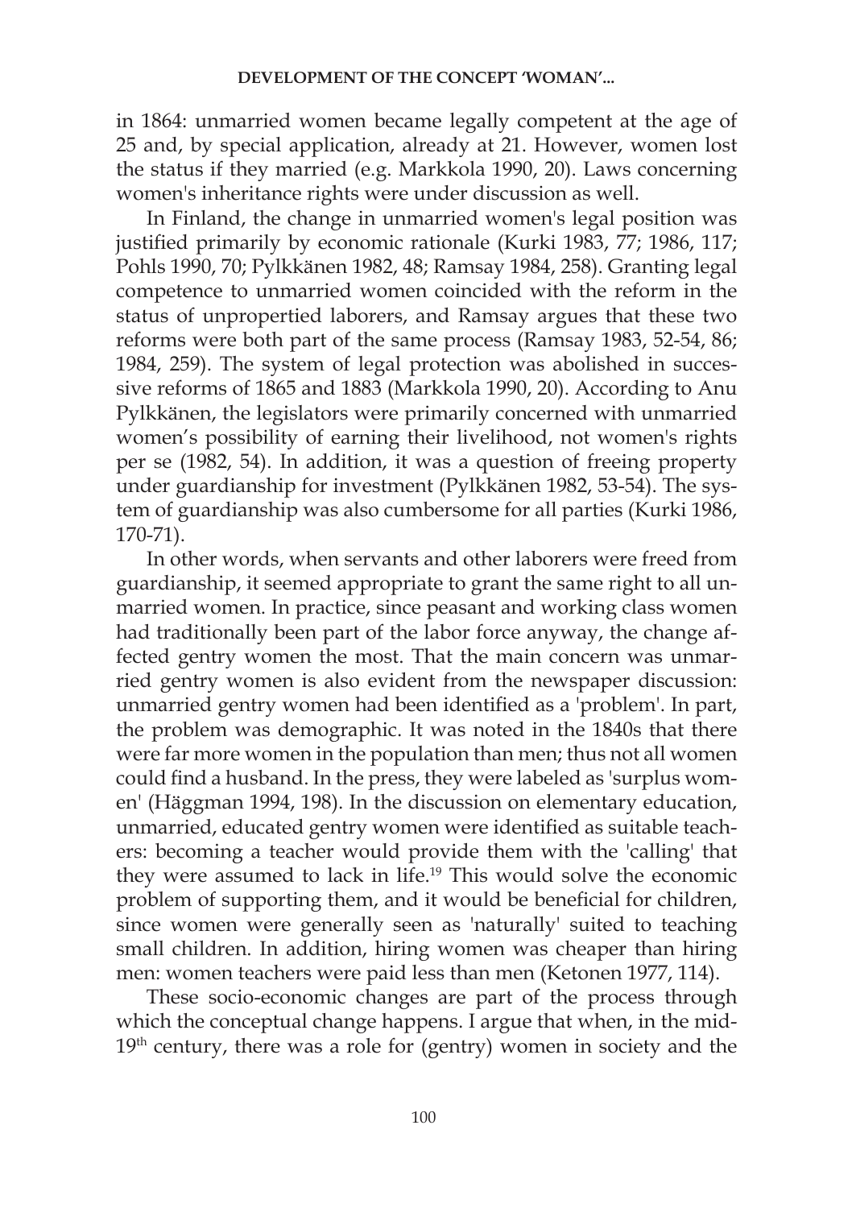in 1864: unmarried women became legally competent at the age of 25 and, by special application, already at 21. However, women lost the status if they married (e.g. Markkola 1990, 20). Laws concerning women's inheritance rights were under discussion as well.

In Finland, the change in unmarried women's legal position was justified primarily by economic rationale (Kurki 1983, 77; 1986, 117; Pohls 1990, 70; Pylkkänen 1982, 48; Ramsay 1984, 258). Granting legal competence to unmarried women coincided with the reform in the status of unpropertied laborers, and Ramsay argues that these two reforms were both part of the same process (Ramsay 1983, 52-54, 86; 1984, 259). The system of legal protection was abolished in successive reforms of 1865 and 1883 (Markkola 1990, 20). According to Anu Pylkkänen, the legislators were primarily concerned with unmarried women's possibility of earning their livelihood, not women's rights per se (1982, 54). In addition, it was a question of freeing property under guardianship for investment (Pylkkänen 1982, 53-54). The system of guardianship was also cumbersome for all parties (Kurki 1986, 170-71).

In other words, when servants and other laborers were freed from guardianship, it seemed appropriate to grant the same right to all unmarried women. In practice, since peasant and working class women had traditionally been part of the labor force anyway, the change affected gentry women the most. That the main concern was unmarried gentry women is also evident from the newspaper discussion: unmarried gentry women had been identified as a 'problem'. In part, the problem was demographic. It was noted in the 1840s that there were far more women in the population than men; thus not all women could find a husband. In the press, they were labeled as 'surplus women' (Häggman 1994, 198). In the discussion on elementary education, unmarried, educated gentry women were identified as suitable teachers: becoming a teacher would provide them with the 'calling' that they were assumed to lack in life.[19] This would solve the economic problem of supporting them, and it would be beneficial for children, since women were generally seen as 'naturally' suited to teaching small children. In addition, hiring women was cheaper than hiring men: women teachers were paid less than men (Ketonen 1977, 114).

These socio-economic changes are part of the process through which the conceptual change happens. I argue that when, in the mid-19th century, there was a role for (gentry) women in society and the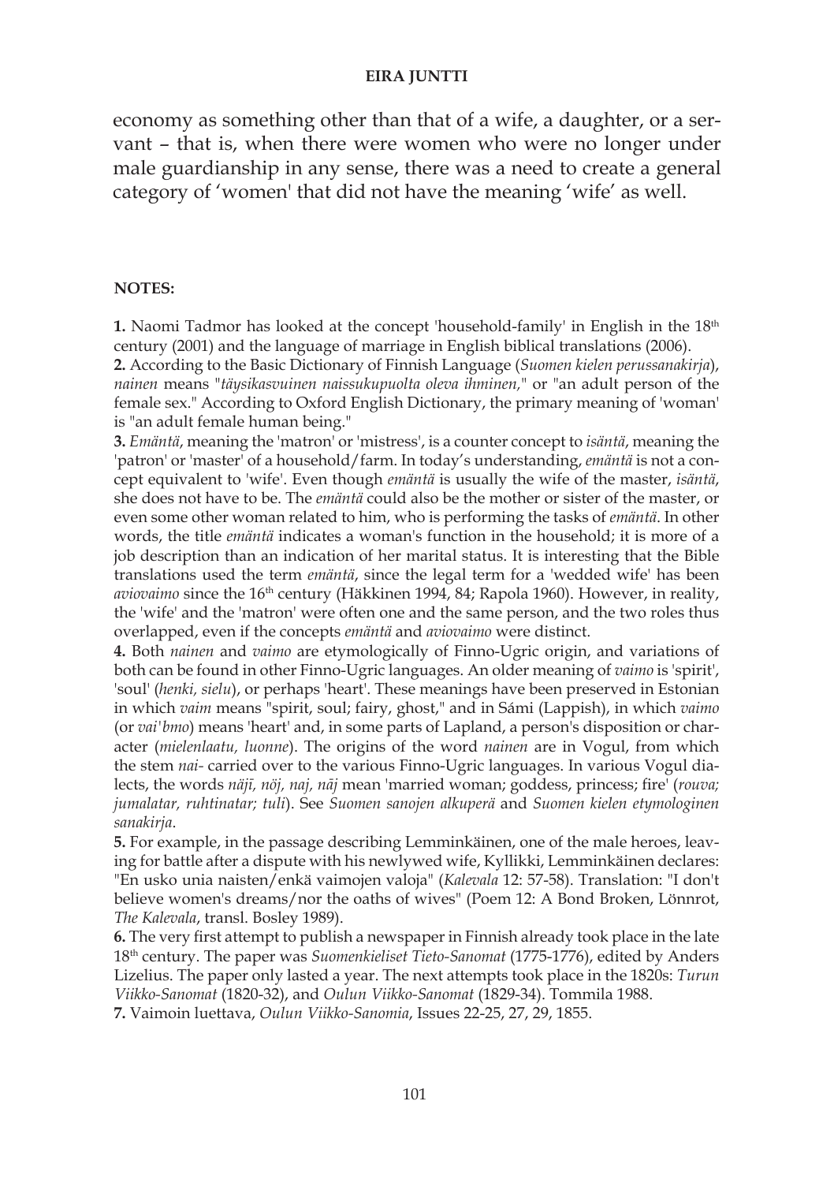economy as something other than that of a wife, a daughter, or a servant – that is, when there were women who were no longer under male guardianship in any sense, there was a need to create a general category of 'women' that did not have the meaning 'wife' as well.

**NOTES:**

**1.** Naomi Tadmor has looked at the concept 'household-family' in English in the 18th century (2001) and the language of marriage in English biblical translations (2006).

**2.** According to the Basic Dictionary of Finnish Language (*Suomen kielen perussanakirja*), *nainen* means "*täysikasvuinen naissukupuolta oleva ihminen,*" or "an adult person of the female sex." According to Oxford English Dictionary, the primary meaning of 'woman' is "an adult female human being."

**3.** *Emäntä*, meaning the 'matron' or 'mistress', is a counter concept to *isäntä*, meaning the 'patron' or 'master' of a household/farm. In today's understanding, *emäntä* is not a concept equivalent to 'wife'. Even though *emäntä* is usually the wife of the master, *isäntä*, she does not have to be. The *emäntä* could also be the mother or sister of the master, or even some other woman related to him, who is performing the tasks of *emäntä*. In other words, the title *emäntä* indicates a woman's function in the household; it is more of a job description than an indication of her marital status. It is interesting that the Bible translations used the term *emäntä*, since the legal term for a 'wedded wife' has been *aviovaimo* since the 16th century (Häkkinen 1994, 84; Rapola 1960). However, in reality, the 'wife' and the 'matron' were often one and the same person, and the two roles thus overlapped, even if the concepts *emäntä* and *aviovaimo* were distinct.

**4.** Both *nainen* and *vaimo* are etymologically of Finno-Ugric origin, and variations of both can be found in other Finno-Ugric languages. An older meaning of *vaimo* is 'spirit', 'soul' (*henki, sielu*), or perhaps 'heart'. These meanings have been preserved in Estonian in which *vaim* means "spirit, soul; fairy, ghost," and in Sámi (Lappish), in which *vaimo* (or *vai'bmo*) means 'heart' and, in some parts of Lapland, a person's disposition or character (*mielenlaatu, luonne*). The origins of the word *nainen* are in Vogul, from which the stem *nai-* carried over to the various Finno-Ugric languages. In various Vogul dialects, the words *näjī, nöj, naj, nāj* mean 'married woman; goddess, princess; fire' (*rouva; jumalatar, ruhtinatar; tuli*). See *Suomen sanojen alkuperä* and *Suomen kielen etymologinen sanakirja*.

**5.** For example, in the passage describing Lemminkäinen, one of the male heroes, leaving for battle after a dispute with his newlywed wife, Kyllikki, Lemminkäinen declares: "En usko unia naisten/enkä vaimojen valoja" (*Kalevala* 12: 57-58). Translation: "I don't believe women's dreams/nor the oaths of wives" (Poem 12: A Bond Broken, Lönnrot, *The Kalevala*, transl. Bosley 1989).

**6.** The very first attempt to publish a newspaper in Finnish already took place in the late 18th century. The paper was *Suomenkieliset Tieto-Sanomat* (1775-1776), edited by Anders Lizelius. The paper only lasted a year. The next attempts took place in the 1820s: *Turun Viikko-Sanomat* (1820-32), and *Oulun Viikko-Sanomat* (1829-34). Tommila 1988.

**7.** Vaimoin luettava, *Oulun Viikko-Sanomia*, Issues 22-25, 27, 29, 1855.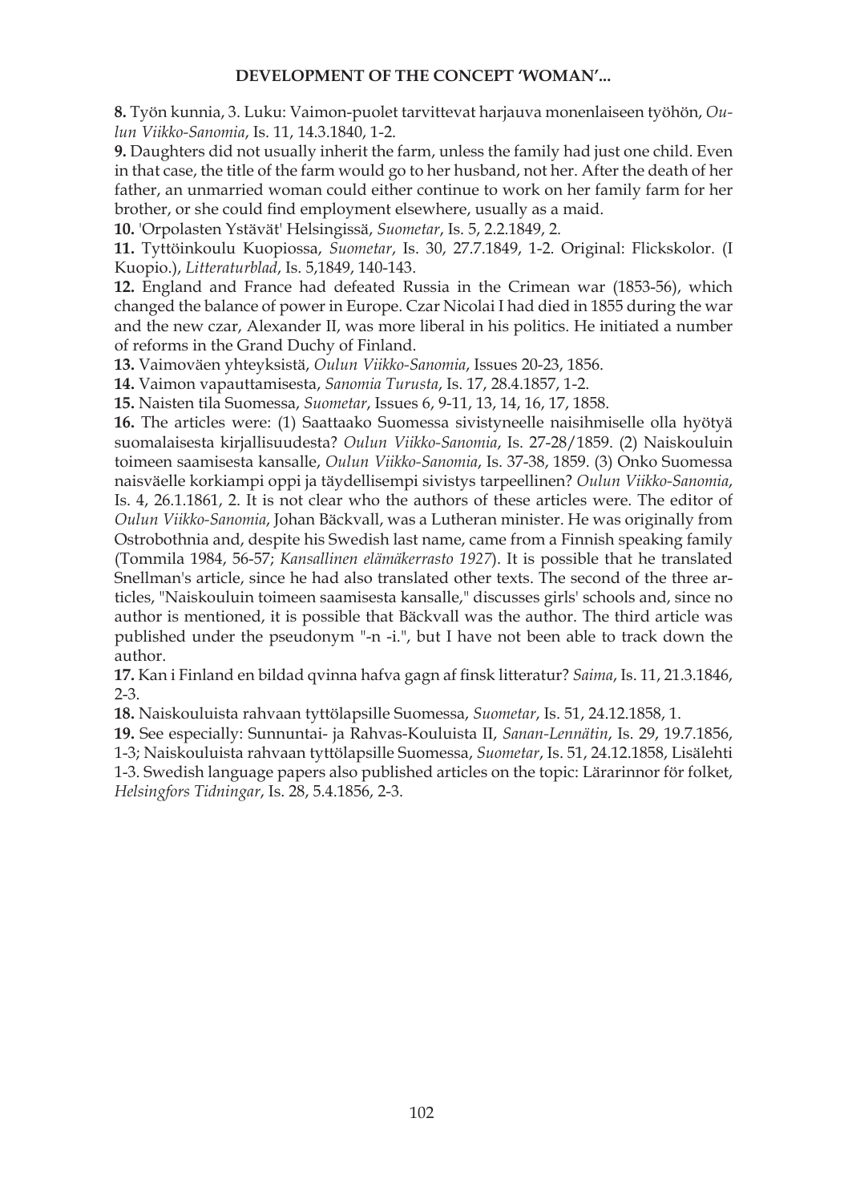**8.** Työn kunnia, 3. Luku: Vaimon-puolet tarvittevat harjauva monenlaiseen työhön, *Oulun Viikko-Sanomia*, Is. 11, 14.3.1840, 1-2.

**9.** Daughters did not usually inherit the farm, unless the family had just one child. Even in that case, the title of the farm would go to her husband, not her. After the death of her father, an unmarried woman could either continue to work on her family farm for her brother, or she could find employment elsewhere, usually as a maid.

**10.** 'Orpolasten Ystävät' Helsingissä, *Suometar*, Is. 5, 2.2.1849, 2.

**11.** Tyttöinkoulu Kuopiossa, *Suometar*, Is. 30, 27.7.1849, 1-2. Original: Flickskolor. (I Kuopio.), *Litteraturblad*, Is. 5,1849, 140-143.

**12.** England and France had defeated Russia in the Crimean war (1853-56), which changed the balance of power in Europe. Czar Nicolai I had died in 1855 during the war and the new czar, Alexander II, was more liberal in his politics. He initiated a number of reforms in the Grand Duchy of Finland.

**13.** Vaimoväen yhteyksistä, *Oulun Viikko-Sanomia*, Issues 20-23, 1856.

**14.** Vaimon vapauttamisesta, *Sanomia Turusta*, Is. 17, 28.4.1857, 1-2.

**15.** Naisten tila Suomessa, *Suometar*, Issues 6, 9-11, 13, 14, 16, 17, 1858.

**16.** The articles were: (1) Saattaako Suomessa sivistyneelle naisihmiselle olla hyötyä suomalaisesta kirjallisuudesta? *Oulun Viikko-Sanomia*, Is. 27-28/1859. (2) Naiskouluin toimeen saamisesta kansalle, *Oulun Viikko-Sanomia*, Is. 37-38, 1859. (3) Onko Suomessa naisväelle korkiampi oppi ja täydellisempi sivistys tarpeellinen? *Oulun Viikko-Sanomia*, Is. 4, 26.1.1861, 2. It is not clear who the authors of these articles were. The editor of *Oulun Viikko-Sanomia*, Johan Bäckvall, was a Lutheran minister. He was originally from Ostrobothnia and, despite his Swedish last name, came from a Finnish speaking family (Tommila 1984, 56-57; *Kansallinen elämäkerrasto 1927*). It is possible that he translated Snellman's article, since he had also translated other texts. The second of the three articles, "Naiskouluin toimeen saamisesta kansalle," discusses girls' schools and, since no author is mentioned, it is possible that Bäckvall was the author. The third article was published under the pseudonym "-n -i.", but I have not been able to track down the author.

**17.** Kan i Finland en bildad qvinna hafva gagn af finsk litteratur? *Saima*, Is. 11, 21.3.1846, 2-3.

**18.** Naiskouluista rahvaan tyttölapsille Suomessa, *Suometar*, Is. 51, 24.12.1858, 1.

**19.** See especially: Sunnuntai- ja Rahvas-Kouluista II, *Sanan-Lennätin*, Is. 29, 19.7.1856, 1-3; Naiskouluista rahvaan tyttölapsille Suomessa, *Suometar*, Is. 51, 24.12.1858, Lisälehti 1-3. Swedish language papers also published articles on the topic: Lärarinnor för folket, *Helsingfors Tidningar*, Is. 28, 5.4.1856, 2-3.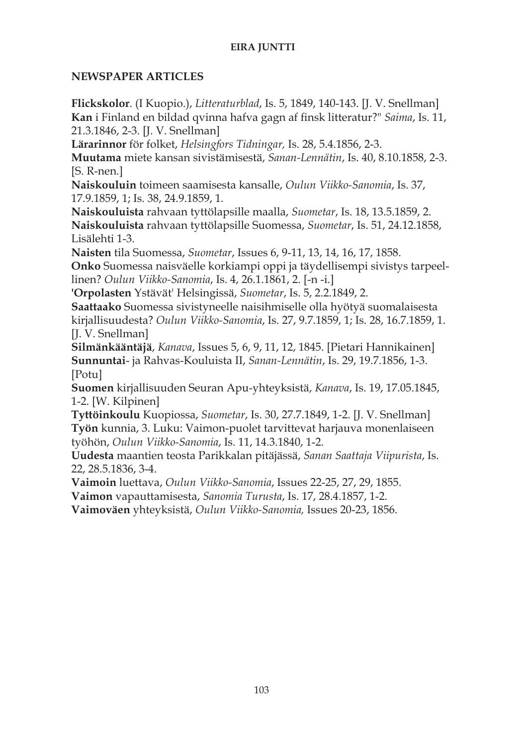## NEWSPAPER ARTICLES

**Flickskolor**. (I Kuopio.), *Litteraturblad*, Is. 5, 1849, 140-143. [J. V. Snellman]

**Kan** i Finland en bildad qvinna hafva gagn af finsk litteratur?" *Saima*, Is. 11, 21.3.1846, 2-3. [J. V. Snellman]

**Lärarinnor** för folket, *Helsingfors Tidningar,* Is. 28, 5.4.1856, 2-3.

**Muutama** miete kansan sivistämisestä, *Sanan-Lennätin*, Is. 40, 8.10.1858, 2-3. [S. R-nen.]

**Naiskouluin** toimeen saamisesta kansalle, *Oulun Viikko-Sanomia*, Is. 37, 17.9.1859, 1; Is. 38, 24.9.1859, 1.

**Naiskouluista** rahvaan tyttölapsille maalla, *Suometar*, Is. 18, 13.5.1859, 2.

**Naiskouluista** rahvaan tyttölapsille Suomessa, *Suometar*, Is. 51, 24.12.1858, Lisälehti 1-3.

**Naisten** tila Suomessa, *Suometar*, Issues 6, 9-11, 13, 14, 16, 17, 1858.

**Onko** Suomessa naisväelle korkiampi oppi ja täydellisempi sivistys tarpeellinen? *Oulun Viikko-Sanomia*, Is. 4, 26.1.1861, 2. [-n -i.]

**'Orpolasten** Ystävät' Helsingissä, *Suometar*, Is. 5, 2.2.1849, 2.

**Saattaako** Suomessa sivistyneelle naisihmiselle olla hyötyä suomalaisesta kirjallisuudesta? *Oulun Viikko-Sanomia*, Is. 27, 9.7.1859, 1; Is. 28, 16.7.1859, 1. [J. V. Snellman]

**Silmänkääntäjä**, *Kanava*, Issues 5, 6, 9, 11, 12, 1845. [Pietari Hannikainen]

**Sunnuntai**- ja Rahvas-Kouluista II, *Sanan-Lennätin*, Is. 29, 19.7.1856, 1-3. [Potu]

**Suomen** kirjallisuuden Seuran Apu-yhteyksistä, *Kanava*, Is. 19, 17.05.1845, 1-2. [W. Kilpinen]

**Tyttöinkoulu** Kuopiossa, *Suometar*, Is. 30, 27.7.1849, 1-2. [J. V. Snellman]

**Työn** kunnia, 3. Luku: Vaimon-puolet tarvittevat harjauva monenlaiseen työhön, *Oulun Viikko-Sanomia*, Is. 11, 14.3.1840, 1-2.

**Uudesta** maantien teosta Parikkalan pitäjässä, *Sanan Saattaja Viipurista*, Is. 22, 28.5.1836, 3-4.

**Vaimoin** luettava, *Oulun Viikko-Sanomia*, Issues 22-25, 27, 29, 1855.

**Vaimon** vapauttamisesta, *Sanomia Turusta*, Is. 17, 28.4.1857, 1-2.

**Vaimoväen** yhteyksistä, *Oulun Viikko-Sanomia,* Issues 20-23, 1856.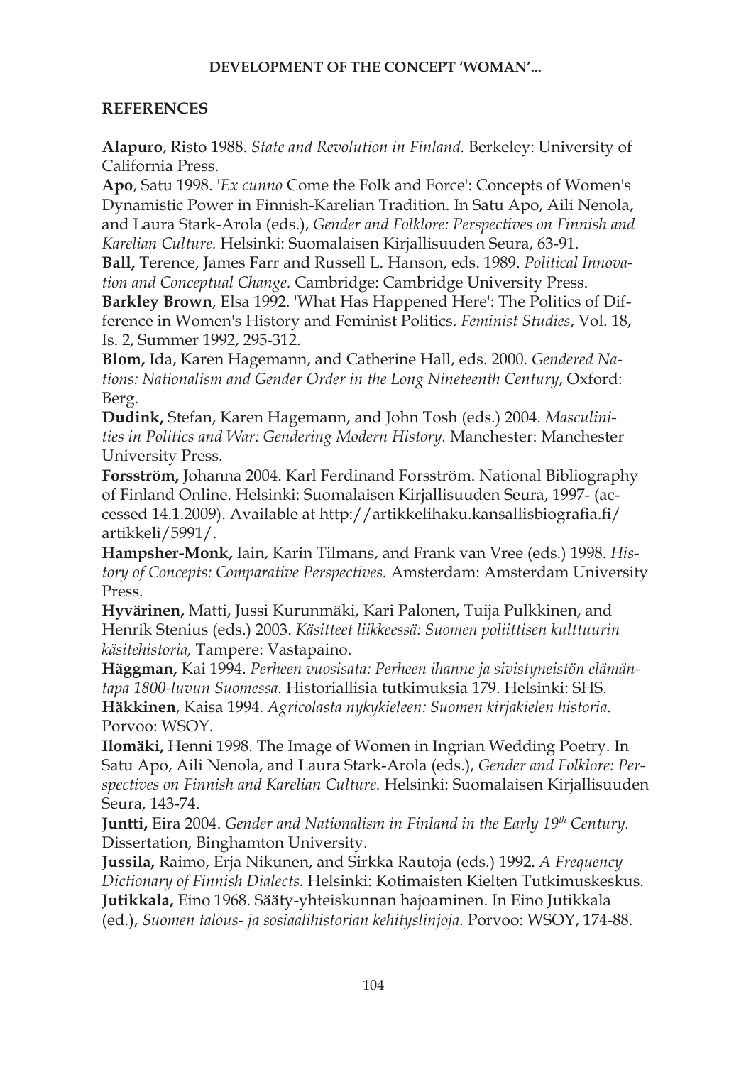## REFERENCES

**Alapuro**, Risto 1988. *State and Revolution in Finland.* Berkeley: University of California Press.

**Apo**, Satu 1998. '*Ex cunno* Come the Folk and Force': Concepts of Women's Dynamistic Power in Finnish-Karelian Tradition. In Satu Apo, Aili Nenola, and Laura Stark-Arola (eds.), *Gender and Folklore: Perspectives on Finnish and Karelian Culture.* Helsinki: Suomalaisen Kirjallisuuden Seura, 63-91.

**Ball,** Terence, James Farr and Russell L. Hanson, eds. 1989. *Political Innovation and Conceptual Change.* Cambridge: Cambridge University Press.

**Barkley Brown**, Elsa 1992. 'What Has Happened Here': The Politics of Difference in Women's History and Feminist Politics. *Feminist Studies*, Vol. 18, Is. 2, Summer 1992, 295-312.

**Blom,** Ida, Karen Hagemann, and Catherine Hall, eds. 2000. *Gendered Nations: Nationalism and Gender Order in the Long Nineteenth Century*, Oxford: Berg.

**Dudink,** Stefan, Karen Hagemann, and John Tosh (eds.) 2004. *Masculinities in Politics and War: Gendering Modern History.* Manchester: Manchester University Press.

**Forsström,** Johanna 2004. Karl Ferdinand Forsström. National Bibliography of Finland Online. Helsinki: Suomalaisen Kirjallisuuden Seura, 1997- (accessed 14.1.2009). Available at http://artikkelihaku.kansallisbiografia.fi/artikkeli/5991/.

**Hampsher-Monk,** Iain, Karin Tilmans, and Frank van Vree (eds.) 1998. *History of Concepts: Comparative Perspectives.* Amsterdam: Amsterdam University Press.

**Hyvärinen,** Matti, Jussi Kurunmäki, Kari Palonen, Tuija Pulkkinen, and Henrik Stenius (eds.) 2003. *Käsitteet liikkeessä: Suomen poliittisen kulttuurin käsitehistoria,* Tampere: Vastapaino.

**Häggman,** Kai 1994. *Perheen vuosisata: Perheen ihanne ja sivistyneistön elämäntapa 1800-luvun Suomessa.* Historiallisia tutkimuksia 179. Helsinki: SHS.

**Häkkinen**, Kaisa 1994. *Agricolasta nykykieleen: Suomen kirjakielen historia.* Porvoo: WSOY.

**Ilomäki,** Henni 1998. The Image of Women in Ingrian Wedding Poetry. In Satu Apo, Aili Nenola, and Laura Stark-Arola (eds.), *Gender and Folklore: Perspectives on Finnish and Karelian Culture.* Helsinki: Suomalaisen Kirjallisuuden Seura, 143-74.

**Juntti,** Eira 2004. *Gender and Nationalism in Finland in the Early 19th Century.* Dissertation, Binghamton University.

**Jussila,** Raimo, Erja Nikunen, and Sirkka Rautoja (eds.) 1992. *A Frequency Dictionary of Finnish Dialects.* Helsinki: Kotimaisten Kielten Tutkimuskeskus.

**Jutikkala,** Eino 1968. Sääty-yhteiskunnan hajoaminen. In Eino Jutikkala (ed.), *Suomen talous- ja sosiaalihistorian kehityslinjoja.* Porvoo: WSOY, 174-88.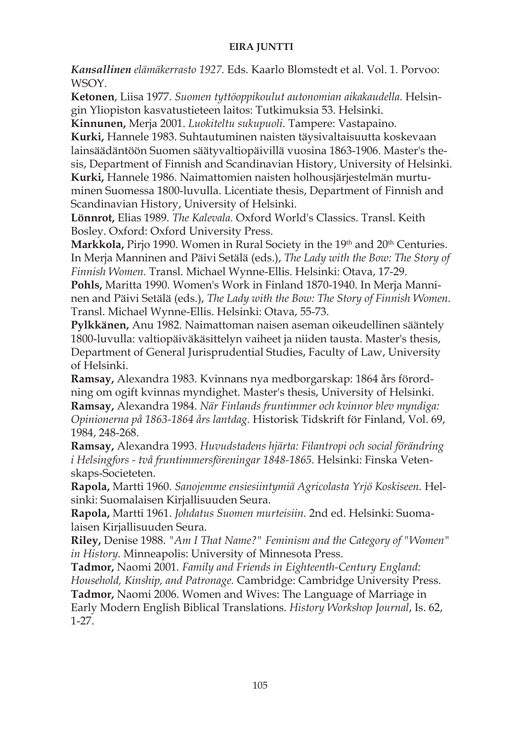***Kansallinen** elämäkerrasto 1927.* Eds. Kaarlo Blomstedt et al. Vol. 1. Porvoo: WSOY.

**Ketonen**, Liisa 1977. *Suomen tyttöoppikoulut autonomian aikakaudella.* Helsingin Yliopiston kasvatustieteen laitos: Tutkimuksia 53. Helsinki.

**Kinnunen,** Merja 2001. *Luokiteltu sukupuoli.* Tampere: Vastapaino.

**Kurki,** Hannele 1983. Suhtautuminen naisten täysivaltaisuutta koskevaan lainsäädäntöön Suomen säätyvaltiopäivillä vuosina 1863-1906. Master's thesis, Department of Finnish and Scandinavian History, University of Helsinki.

**Kurki,** Hannele 1986. Naimattomien naisten holhousjärjestelmän murtuminen Suomessa 1800-luvulla. Licentiate thesis, Department of Finnish and Scandinavian History, University of Helsinki.

**Lönnrot,** Elias 1989. *The Kalevala.* Oxford World's Classics. Transl. Keith Bosley. Oxford: Oxford University Press.

**Markkola,** Pirjo 1990. Women in Rural Society in the 19th and 20th Centuries. In Merja Manninen and Päivi Setälä (eds.), *The Lady with the Bow: The Story of Finnish Women.* Transl. Michael Wynne-Ellis. Helsinki: Otava, 17-29.

**Pohls,** Maritta 1990. Women's Work in Finland 1870-1940. In Merja Manninen and Päivi Setälä (eds.), *The Lady with the Bow: The Story of Finnish Women.* Transl. Michael Wynne-Ellis. Helsinki: Otava, 55-73.

**Pylkkänen,** Anu 1982. Naimattoman naisen aseman oikeudellinen sääntely 1800-luvulla: valtiopäiväkäsittelyn vaiheet ja niiden tausta. Master's thesis, Department of General Jurisprudential Studies, Faculty of Law, University of Helsinki.

**Ramsay,** Alexandra 1983. Kvinnans nya medborgarskap: 1864 års förordning om ogift kvinnas myndighet. Master's thesis, University of Helsinki.

**Ramsay,** Alexandra 1984. *När Finlands fruntimmer och kvinnor blev myndiga: Opinionerna på 1863-1864 års lantdag.* Historisk Tidskrift för Finland, Vol. 69, 1984, 248-268.

**Ramsay,** Alexandra 1993. *Huvudstadens hjärta: Filantropi och social förändring i Helsingfors - två fruntimmersföreningar 1848-1865.* Helsinki: Finska Vetenskaps-Societeten.

**Rapola,** Martti 1960. *Sanojemme ensiesiintymiä Agricolasta Yrjö Koskiseen.* Helsinki: Suomalaisen Kirjallisuuden Seura.

**Rapola,** Martti 1961. *Johdatus Suomen murteisiin.* 2nd ed. Helsinki: Suomalaisen Kirjallisuuden Seura.

**Riley,** Denise 1988. *"Am I That Name?" Feminism and the Category of "Women" in History.* Minneapolis: University of Minnesota Press.

**Tadmor,** Naomi 2001. *Family and Friends in Eighteenth-Century England: Household, Kinship, and Patronage.* Cambridge: Cambridge University Press.

**Tadmor,** Naomi 2006. Women and Wives: The Language of Marriage in Early Modern English Biblical Translations. *History Workshop Journal*, Is. 62, 1-27.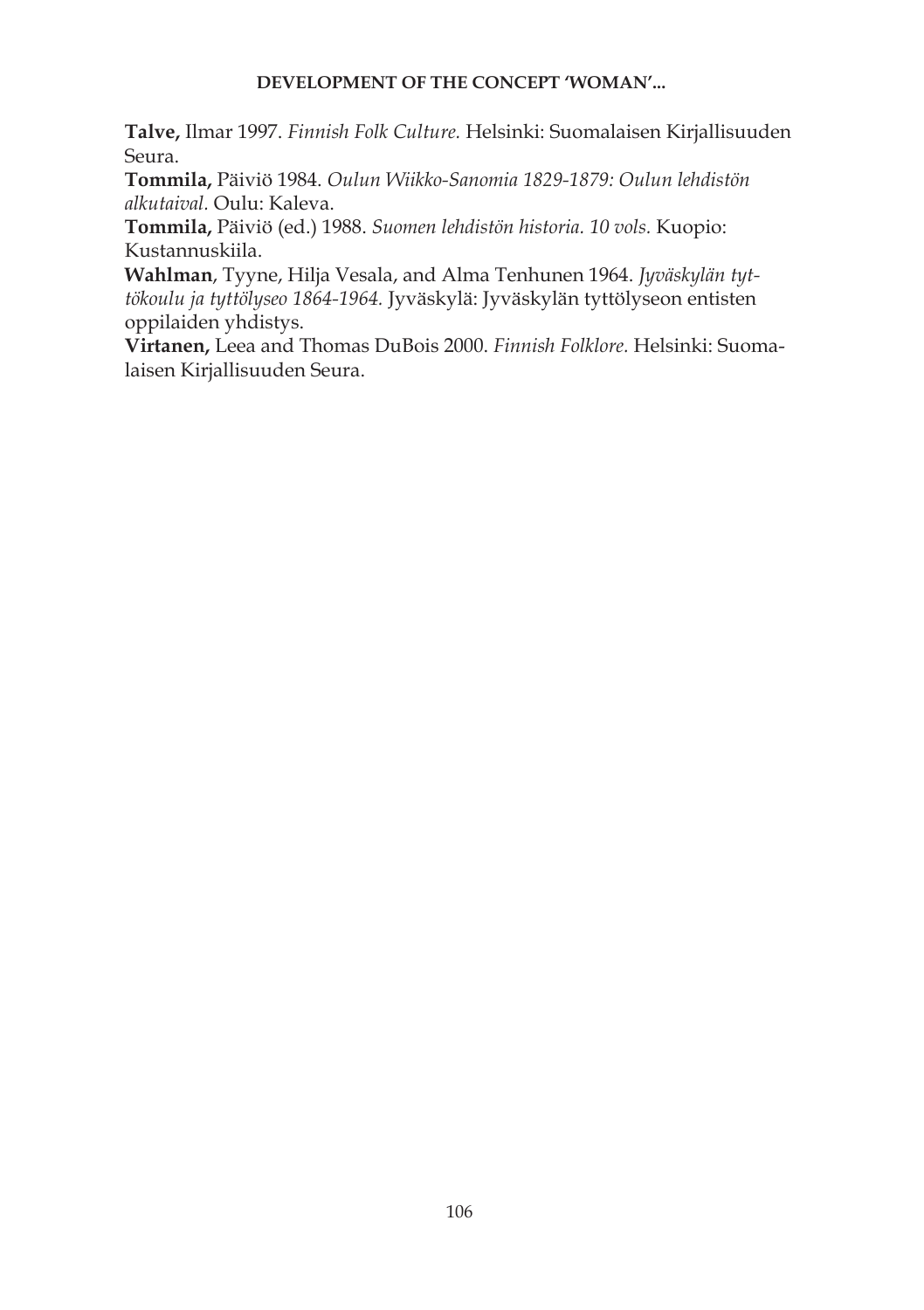**Talve,** Ilmar 1997. *Finnish Folk Culture.* Helsinki: Suomalaisen Kirjallisuuden Seura.

**Tommila,** Päiviö 1984. *Oulun Wiikko-Sanomia 1829-1879: Oulun lehdistön alkutaival.* Oulu: Kaleva.

**Tommila,** Päiviö (ed.) 1988. *Suomen lehdistön historia. 10 vols.* Kuopio: Kustannuskiila.

**Wahlman**, Tyyne, Hilja Vesala, and Alma Tenhunen 1964. *Jyväskylän tyttökoulu ja tyttölyseo 1864-1964.* Jyväskylä: Jyväskylän tyttölyseon entisten oppilaiden yhdistys.

**Virtanen,** Leea and Thomas DuBois 2000. *Finnish Folklore.* Helsinki: Suomalaisen Kirjallisuuden Seura.